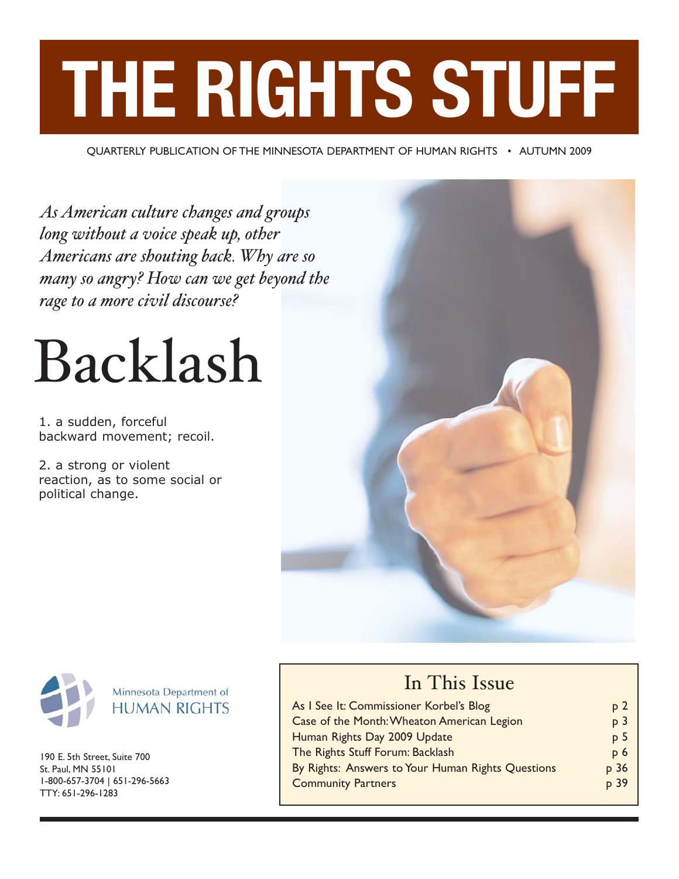# THE RIGHTS STUFF

QUARTERLY PUBLICATION OF THE MINNESOTA DEPARTMENT OF HUMAN RIGHTS • AUTUMN 2009

*As American culture changes and groups long without a voice speak up, other Americans are shouting back. Why are so many so angry? How can we get beyond the rage to a more civil discourse?*

# Backlash

1. a sudden, forceful backward movement; recoil.

2. a strong or violent reaction, as to some social or political change.

Minnesota Department of HUMAN RIGHTS

190 E. 5th Street, Suite 700
St. Paul, MN 55101
1-800-657-3704 | 651-296-5663
TTY: 651-296-1283

## In This Issue

| | |
|---|---|
| As I See It: Commissioner Korbel's Blog | p 2 |
| Case of the Month: Wheaton American Legion | p 3 |
| Human Rights Day 2009 Update | p 5 |
| The Rights Stuff Forum: Backlash | p 6 |
| By Rights: Answers to Your Human Rights Questions | p 36 |
| Community Partners | p 39 |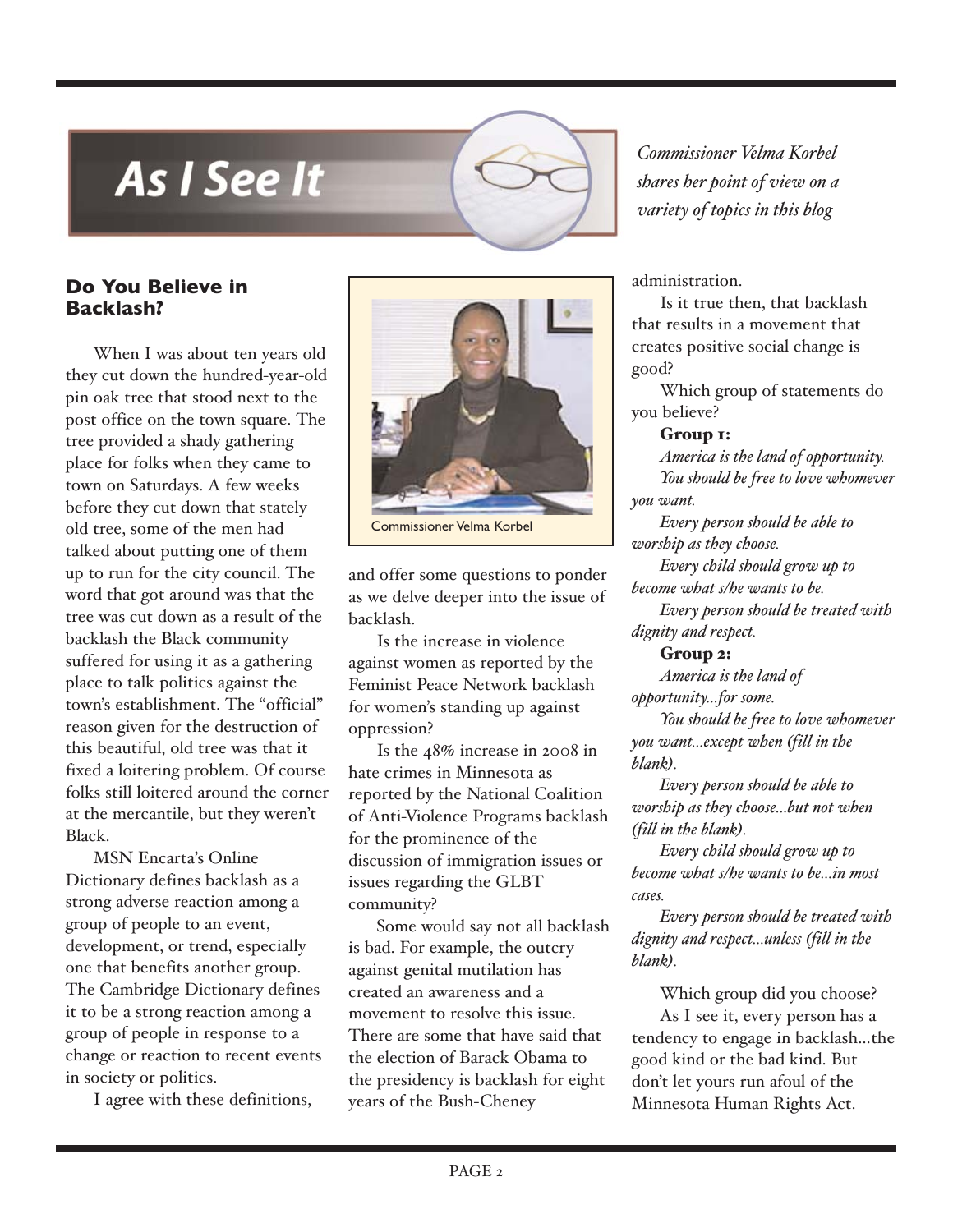# As I See It

*Commissioner Velma Korbel shares her point of view on a variety of topics in this blog*

## Do You Believe in Backlash?

When I was about ten years old they cut down the hundred-year-old pin oak tree that stood next to the post office on the town square. The tree provided a shady gathering place for folks when they came to town on Saturdays. A few weeks before they cut down that stately old tree, some of the men had talked about putting one of them up to run for the city council. The word that got around was that the tree was cut down as a result of the backlash the Black community suffered for using it as a gathering place to talk politics against the town's establishment. The "official" reason given for the destruction of this beautiful, old tree was that it fixed a loitering problem. Of course folks still loitered around the corner at the mercantile, but they weren't Black.

MSN Encarta's Online Dictionary defines backlash as a strong adverse reaction among a group of people to an event, development, or trend, especially one that benefits another group. The Cambridge Dictionary defines it to be a strong reaction among a group of people in response to a change or reaction to recent events in society or politics.

Commissioner Velma Korbel

I agree with these definitions, and offer some questions to ponder as we delve deeper into the issue of backlash.

Is the increase in violence against women as reported by the Feminist Peace Network backlash for women's standing up against oppression?

Is the 48% increase in 2008 in hate crimes in Minnesota as reported by the National Coalition of Anti-Violence Programs backlash for the prominence of the discussion of immigration issues or issues regarding the GLBT community?

Some would say not all backlash is bad. For example, the outcry against genital mutilation has created an awareness and a movement to resolve this issue. There are some that have said that the election of Barack Obama to the presidency is backlash for eight years of the Bush-Cheney administration.

Is it true then, that backlash that results in a movement that creates positive social change is good?

Which group of statements do you believe?

**Group 1:**

*America is the land of opportunity.*

*You should be free to love whomever you want.*

*Every person should be able to worship as they choose.*

*Every child should grow up to become what s/he wants to be.*

*Every person should be treated with dignity and respect.*

**Group 2:**

*America is the land of opportunity...for some.*

*You should be free to love whomever you want...except when (fill in the blank).*

*Every person should be able to worship as they choose...but not when (fill in the blank).*

*Every child should grow up to become what s/he wants to be...in most cases.*

*Every person should be treated with dignity and respect...unless (fill in the blank).*

Which group did you choose?

As I see it, every person has a tendency to engage in backlash...the good kind or the bad kind. But don't let yours run afoul of the Minnesota Human Rights Act.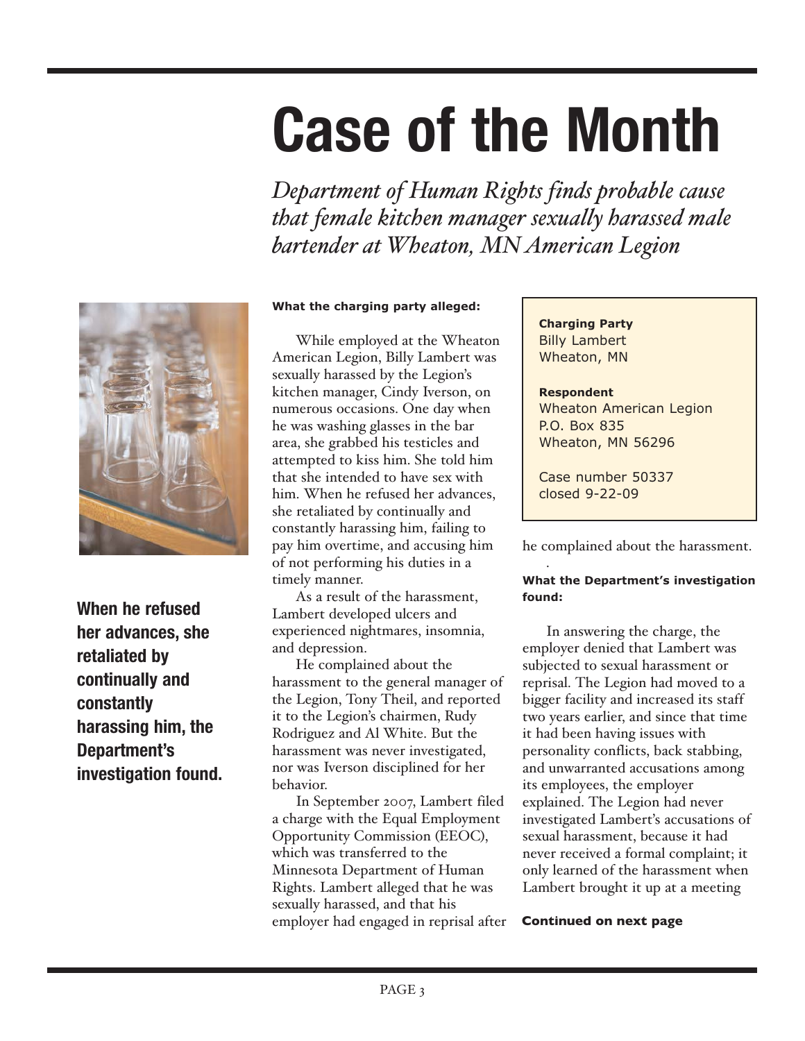# Case of the Month

*Department of Human Rights finds probable cause that female kitchen manager sexually harassed male bartender at Wheaton, MN American Legion*

**When he refused her advances, she retaliated by continually and constantly harassing him, the Department's investigation found.**

**Charging Party**
Billy Lambert
Wheaton, MN

**Respondent**
Wheaton American Legion
P.O. Box 835
Wheaton, MN 56296

Case number 50337
closed 9-22-09

**What the charging party alleged:**

While employed at the Wheaton American Legion, Billy Lambert was sexually harassed by the Legion's kitchen manager, Cindy Iverson, on numerous occasions. One day when he was washing glasses in the bar area, she grabbed his testicles and attempted to kiss him. She told him that she intended to have sex with him. When he refused her advances, she retaliated by continually and constantly harassing him, failing to pay him overtime, and accusing him of not performing his duties in a timely manner.

As a result of the harassment, Lambert developed ulcers and experienced nightmares, insomnia, and depression.

He complained about the harassment to the general manager of the Legion, Tony Theil, and reported it to the Legion's chairmen, Rudy Rodriguez and Al White. But the harassment was never investigated, nor was Iverson disciplined for her behavior.

In September 2007, Lambert filed a charge with the Equal Employment Opportunity Commission (EEOC), which was transferred to the Minnesota Department of Human Rights. Lambert alleged that he was sexually harassed, and that his employer had engaged in reprisal after he complained about the harassment.

**What the Department's investigation found:**

In answering the charge, the employer denied that Lambert was subjected to sexual harassment or reprisal. The Legion had moved to a bigger facility and increased its staff two years earlier, and since that time it had been having issues with personality conflicts, back stabbing, and unwarranted accusations among its employees, the employer explained. The Legion had never investigated Lambert's accusations of sexual harassment, because it had never received a formal complaint; it only learned of the harassment when Lambert brought it up at a meeting

**Continued on next page**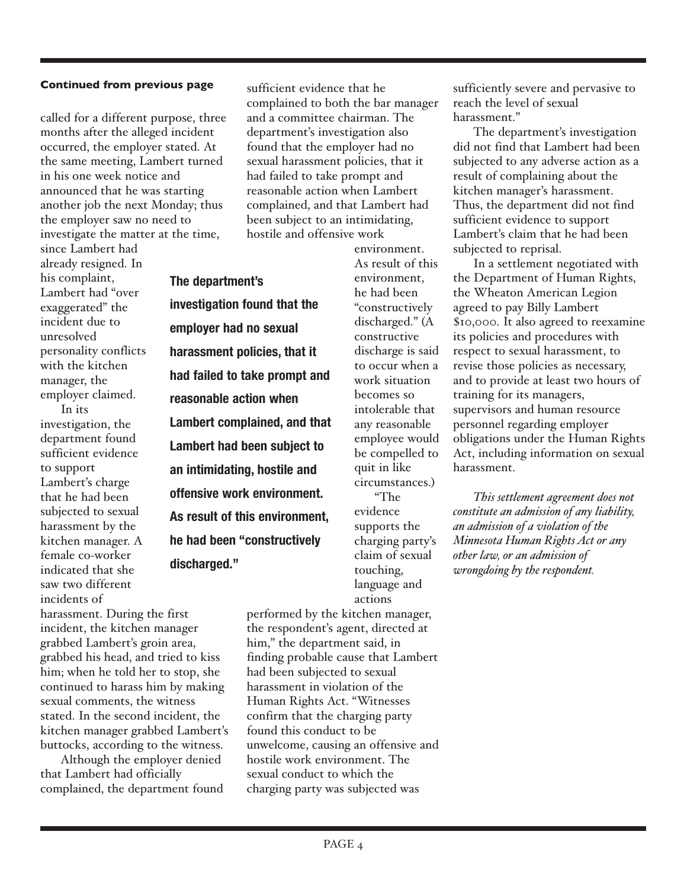**Continued from previous page**

called for a different purpose, three months after the alleged incident occurred, the employer stated. At the same meeting, Lambert turned in his one week notice and announced that he was starting another job the next Monday; thus the employer saw no need to investigate the matter at the time, since Lambert had already resigned. In his complaint, Lambert had "over exaggerated" the incident due to unresolved personality conflicts with the kitchen manager, the employer claimed.

In its investigation, the department found sufficient evidence to support Lambert's charge that he had been subjected to sexual harassment by the kitchen manager. A female co-worker indicated that she saw two different incidents of harassment. During the first incident, the kitchen manager grabbed Lambert's groin area, grabbed his head, and tried to kiss him; when he told her to stop, she continued to harass him by making sexual comments, the witness stated. In the second incident, the kitchen manager grabbed Lambert's buttocks, according to the witness.

Although the employer denied that Lambert had officially complained, the department found sufficient evidence that he complained to both the bar manager and a committee chairman. The department's investigation also found that the employer had no sexual harassment policies, that it had failed to take prompt and reasonable action when Lambert complained, and that Lambert had been subject to an intimidating, hostile and offensive work environment. As result of this environment, he had been "constructively discharged." (A constructive discharge is said to occur when a work situation becomes so intolerable that any reasonable employee would be compelled to quit in like circumstances.)

**The department's investigation found that the employer had no sexual harassment policies, that it had failed to take prompt and reasonable action when Lambert complained, and that Lambert had been subject to an intimidating, hostile and offensive work environment. As result of this environment, he had been "constructively discharged."**

"The evidence supports the charging party's claim of sexual touching, language and actions performed by the kitchen manager, the respondent's agent, directed at him," the department said, in finding probable cause that Lambert had been subjected to sexual harassment in violation of the Human Rights Act. "Witnesses confirm that the charging party found this conduct to be unwelcome, causing an offensive and hostile work environment. The sexual conduct to which the charging party was subjected was sufficiently severe and pervasive to reach the level of sexual harassment."

The department's investigation did not find that Lambert had been subjected to any adverse action as a result of complaining about the kitchen manager's harassment. Thus, the department did not find sufficient evidence to support Lambert's claim that he had been subjected to reprisal.

In a settlement negotiated with the Department of Human Rights, the Wheaton American Legion agreed to pay Billy Lambert $10,000. It also agreed to reexamine its policies and procedures with respect to sexual harassment, to revise those policies as necessary, and to provide at least two hours of training for its managers, supervisors and human resource personnel regarding employer obligations under the Human Rights Act, including information on sexual harassment.

*This settlement agreement does not constitute an admission of any liability, an admission of a violation of the Minnesota Human Rights Act or any other law, or an admission of wrongdoing by the respondent.*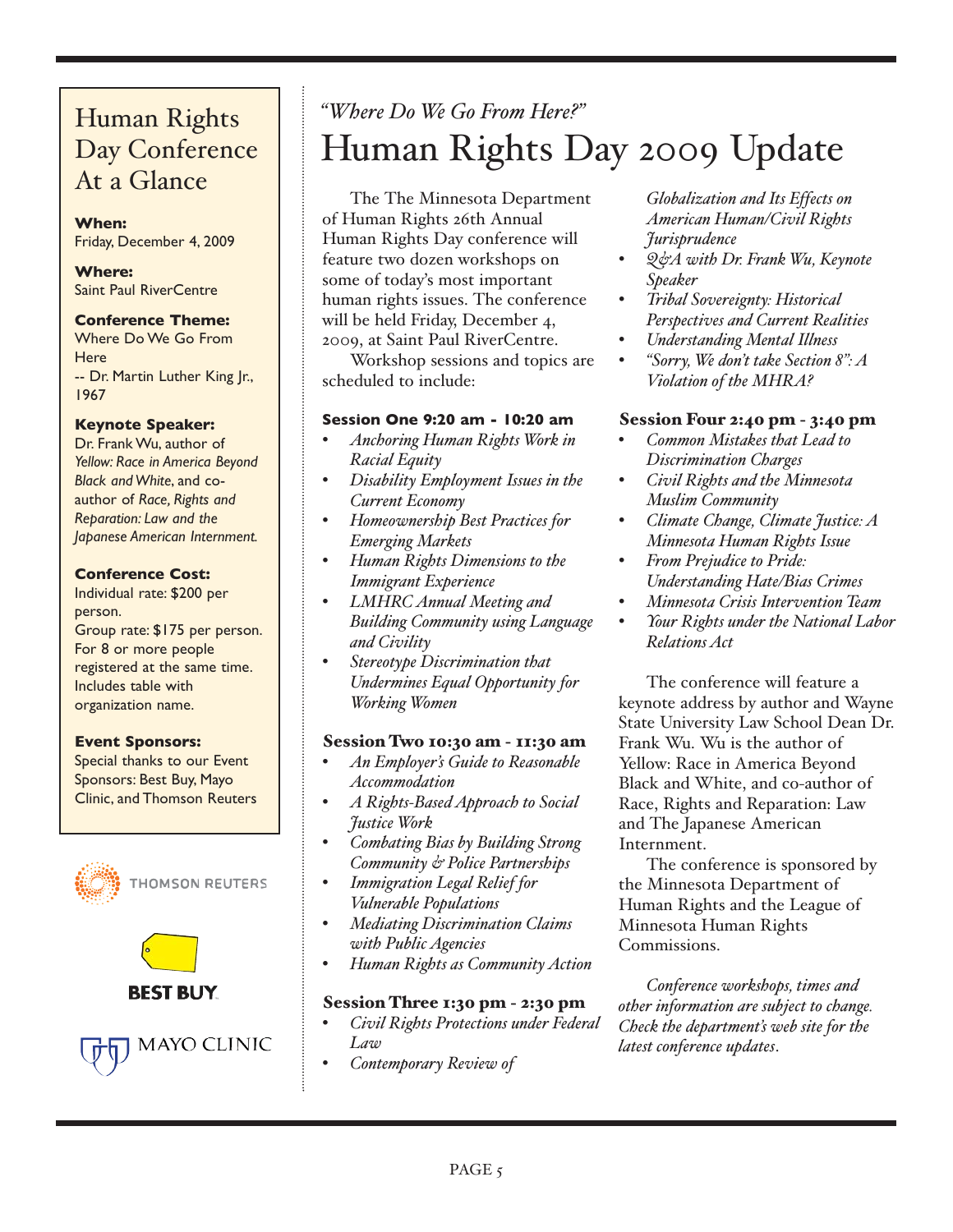## Human Rights Day Conference At a Glance

**When:**
Friday, December 4, 2009

**Where:**
Saint Paul RiverCentre

**Conference Theme:**
Where Do We Go From Here
-- Dr. Martin Luther King Jr., 1967

**Keynote Speaker:**
Dr. Frank Wu, author of *Yellow: Race in America Beyond Black and White*, and co-author of *Race, Rights and Reparation: Law and the Japanese American Internment.*

**Conference Cost:**
Individual rate: $200 per person.
Group rate: $175 per person. For 8 or more people registered at the same time. Includes table with organization name.

**Event Sponsors:**
Special thanks to our Event Sponsors: Best Buy, Mayo Clinic, and Thomson Reuters

THOMSON REUTERS

BEST BUY

MAYO CLINIC

*"Where Do We Go From Here?"*

# Human Rights Day 2009 Update

The The Minnesota Department of Human Rights 26th Annual Human Rights Day conference will feature two dozen workshops on some of today's most important human rights issues. The conference will be held Friday, December 4, 2009, at Saint Paul RiverCentre.

Workshop sessions and topics are scheduled to include:

**Session One 9:20 am - 10:20 am**

- *Anchoring Human Rights Work in Racial Equity*
- *Disability Employment Issues in the Current Economy*
- *Homeownership Best Practices for Emerging Markets*
- *Human Rights Dimensions to the Immigrant Experience*
- *LMHRC Annual Meeting and Building Community using Language and Civility*
- *Stereotype Discrimination that Undermines Equal Opportunity for Working Women*

**Session Two 10:30 am - 11:30 am**

- *An Employer's Guide to Reasonable Accommodation*
- *A Rights-Based Approach to Social Justice Work*
- *Combating Bias by Building Strong Community & Police Partnerships*
- *Immigration Legal Relief for Vulnerable Populations*
- *Mediating Discrimination Claims with Public Agencies*
- *Human Rights as Community Action*

**Session Three 1:30 pm - 2:30 pm**

- *Civil Rights Protections under Federal Law*
- *Contemporary Review of Globalization and Its Effects on American Human/Civil Rights Jurisprudence*
- *Q&A with Dr. Frank Wu, Keynote Speaker*
- *Tribal Sovereignty: Historical Perspectives and Current Realities*
- *Understanding Mental Illness*
- *"Sorry, We don't take Section 8": A Violation of the MHRA?*

**Session Four 2:40 pm - 3:40 pm**

- *Common Mistakes that Lead to Discrimination Charges*
- *Civil Rights and the Minnesota Muslim Community*
- *Climate Change, Climate Justice: A Minnesota Human Rights Issue*
- *From Prejudice to Pride: Understanding Hate/Bias Crimes*
- *Minnesota Crisis Intervention Team*
- *Your Rights under the National Labor Relations Act*

The conference will feature a keynote address by author and Wayne State University Law School Dean Dr. Frank Wu. Wu is the author of Yellow: Race in America Beyond Black and White, and co-author of Race, Rights and Reparation: Law and The Japanese American Internment.

The conference is sponsored by the Minnesota Department of Human Rights and the League of Minnesota Human Rights Commissions.

*Conference workshops, times and other information are subject to change. Check the department's web site for the latest conference updates.*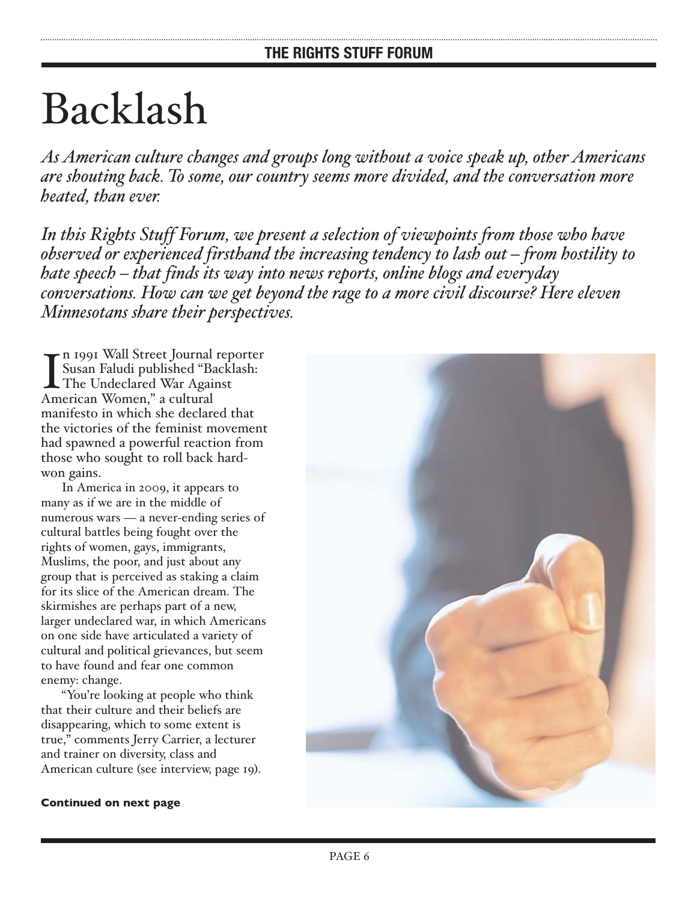# Backlash

*As American culture changes and groups long without a voice speak up, other Americans are shouting back. To some, our country seems more divided, and the conversation more heated, than ever.*

*In this Rights Stuff Forum, we present a selection of viewpoints from those who have observed or experienced firsthand the increasing tendency to lash out – from hostility to hate speech – that finds its way into news reports, online blogs and everyday conversations. How can we get beyond the rage to a more civil discourse? Here eleven Minnesotans share their perspectives.*

In 1991 Wall Street Journal reporter Susan Faludi published "Backlash: The Undeclared War Against American Women," a cultural manifesto in which she declared that the victories of the feminist movement had spawned a powerful reaction from those who sought to roll back hard-won gains.

In America in 2009, it appears to many as if we are in the middle of numerous wars — a never-ending series of cultural battles being fought over the rights of women, gays, immigrants, Muslims, the poor, and just about any group that is perceived as staking a claim for its slice of the American dream. The skirmishes are perhaps part of a new, larger undeclared war, in which Americans on one side have articulated a variety of cultural and political grievances, but seem to have found and fear one common enemy: change.

"You're looking at people who think that their culture and their beliefs are disappearing, which to some extent is true," comments Jerry Carrier, a lecturer and trainer on diversity, class and American culture (see interview, page 19).

**Continued on next page**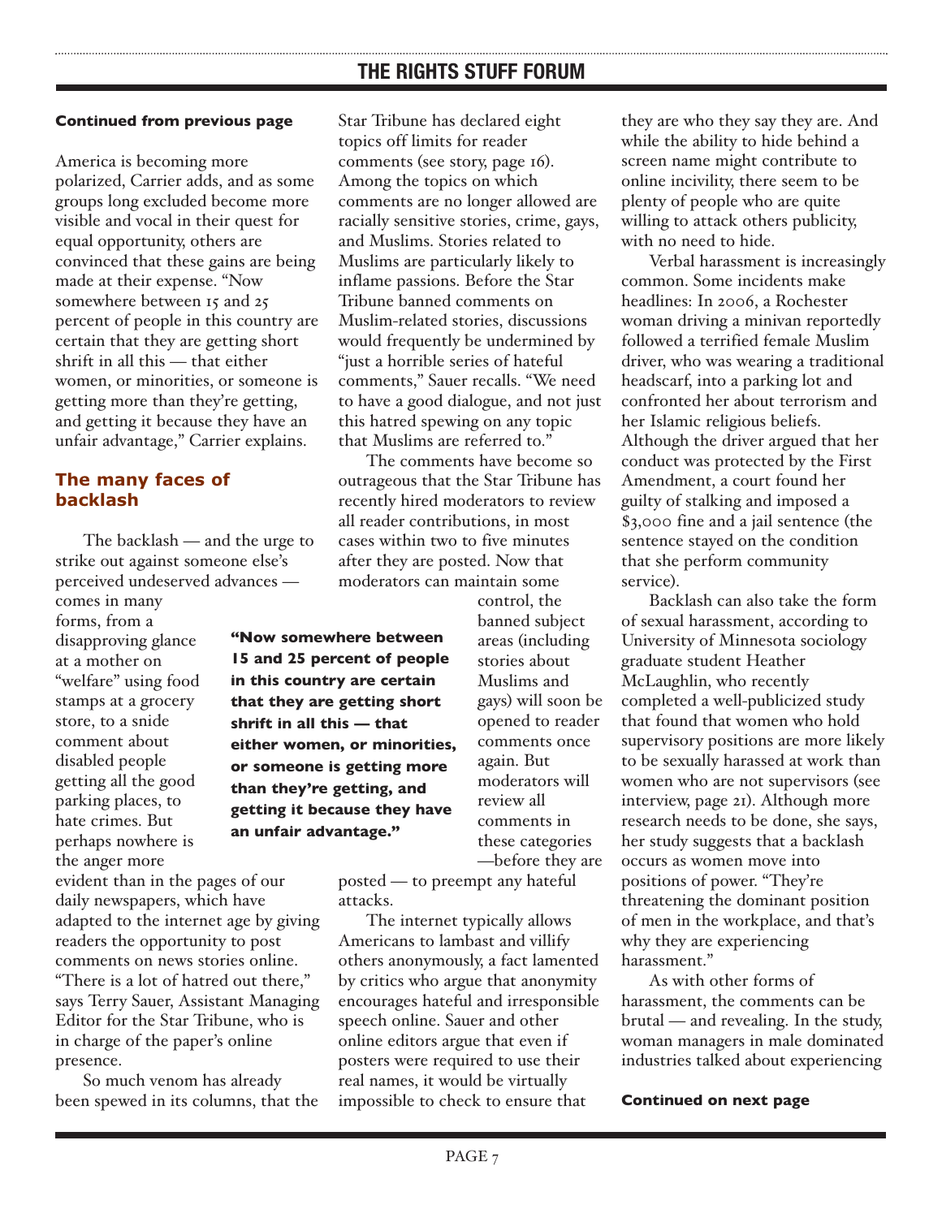**Continued from previous page**

America is becoming more polarized, Carrier adds, and as some groups long excluded become more visible and vocal in their quest for equal opportunity, others are convinced that these gains are being made at their expense. "Now somewhere between 15 and 25 percent of people in this country are certain that they are getting short shrift in all this — that either women, or minorities, or someone is getting more than they're getting, and getting it because they have an unfair advantage," Carrier explains.

## The many faces of backlash

The backlash — and the urge to strike out against someone else's perceived undeserved advances — comes in many forms, from a disapproving glance at a mother on "welfare" using food stamps at a grocery store, to a snide comment about disabled people getting all the good parking places, to hate crimes. But perhaps nowhere is the anger more evident than in the pages of our daily newspapers, which have adapted to the internet age by giving readers the opportunity to post comments on news stories online. "There is a lot of hatred out there," says Terry Sauer, Assistant Managing Editor for the Star Tribune, who is in charge of the paper's online presence.

So much venom has already been spewed in its columns, that the Star Tribune has declared eight topics off limits for reader comments (see story, page 16). Among the topics on which comments are no longer allowed are racially sensitive stories, crime, gays, and Muslims. Stories related to Muslims are particularly likely to inflame passions. Before the Star Tribune banned comments on Muslim-related stories, discussions would frequently be undermined by "just a horrible series of hateful comments," Sauer recalls. "We need to have a good dialogue, and not just this hatred spewing on any topic that Muslims are referred to."

The comments have become so outrageous that the Star Tribune has recently hired moderators to review all reader contributions, in most cases within two to five minutes after they are posted. Now that moderators can maintain some control, the banned subject areas (including stories about Muslims and gays) will soon be opened to reader comments once again. But moderators will review all comments in these categories —before they are posted — to preempt any hateful attacks.

**"Now somewhere between 15 and 25 percent of people in this country are certain that they are getting short shrift in all this — that either women, or minorities, or someone is getting more than they're getting, and getting it because they have an unfair advantage."**

The internet typically allows Americans to lambast and villify others anonymously, a fact lamented by critics who argue that anonymity encourages hateful and irresponsible speech online. Sauer and other online editors argue that even if posters were required to use their real names, it would be virtually impossible to check to ensure that they are who they say they are. And while the ability to hide behind a screen name might contribute to online incivility, there seem to be plenty of people who are quite willing to attack others publicity, with no need to hide.

Verbal harassment is increasingly common. Some incidents make headlines: In 2006, a Rochester woman driving a minivan reportedly followed a terrified female Muslim driver, who was wearing a traditional headscarf, into a parking lot and confronted her about terrorism and her Islamic religious beliefs. Although the driver argued that her conduct was protected by the First Amendment, a court found her guilty of stalking and imposed a $3,000 fine and a jail sentence (the sentence stayed on the condition that she perform community service).

Backlash can also take the form of sexual harassment, according to University of Minnesota sociology graduate student Heather McLaughlin, who recently completed a well-publicized study that found that women who hold supervisory positions are more likely to be sexually harassed at work than women who are not supervisors (see interview, page 21). Although more research needs to be done, she says, her study suggests that a backlash occurs as women move into positions of power. "They're threatening the dominant position of men in the workplace, and that's why they are experiencing harassment."

As with other forms of harassment, the comments can be brutal — and revealing. In the study, woman managers in male dominated industries talked about experiencing

**Continued on next page**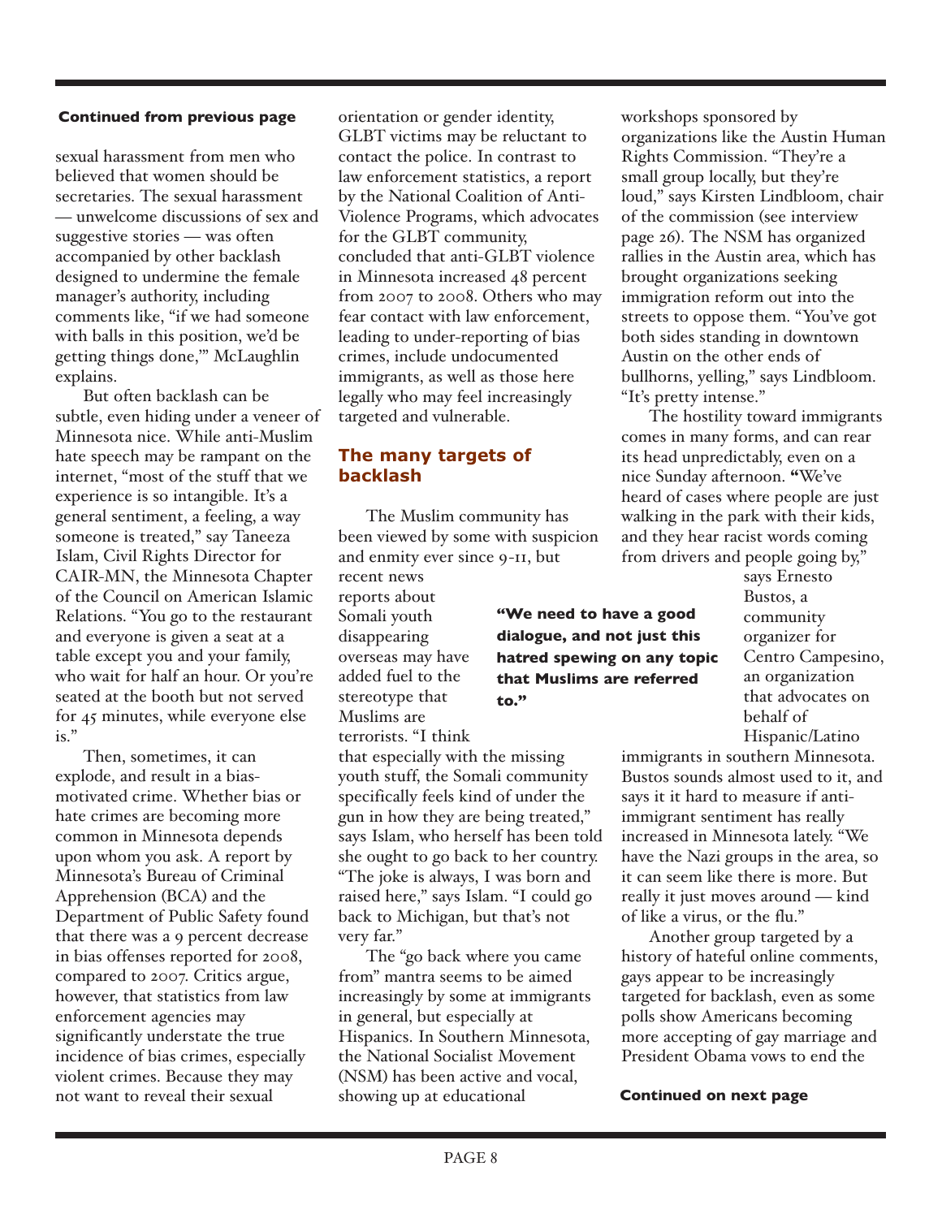**Continued from previous page**

sexual harassment from men who believed that women should be secretaries. The sexual harassment — unwelcome discussions of sex and suggestive stories — was often accompanied by other backlash designed to undermine the female manager's authority, including comments like, "if we had someone with balls in this position, we'd be getting things done,'" McLaughlin explains.

But often backlash can be subtle, even hiding under a veneer of Minnesota nice. While anti-Muslim hate speech may be rampant on the internet, "most of the stuff that we experience is so intangible. It's a general sentiment, a feeling, a way someone is treated," say Taneeza Islam, Civil Rights Director for CAIR-MN, the Minnesota Chapter of the Council on American Islamic Relations. "You go to the restaurant and everyone is given a seat at a table except you and your family, who wait for half an hour. Or you're seated at the booth but not served for 45 minutes, while everyone else is."

Then, sometimes, it can explode, and result in a bias-motivated crime. Whether bias or hate crimes are becoming more common in Minnesota depends upon whom you ask. A report by Minnesota's Bureau of Criminal Apprehension (BCA) and the Department of Public Safety found that there was a 9 percent decrease in bias offenses reported for 2008, compared to 2007. Critics argue, however, that statistics from law enforcement agencies may significantly understate the true incidence of bias crimes, especially violent crimes. Because they may not want to reveal their sexual orientation or gender identity, GLBT victims may be reluctant to contact the police. In contrast to law enforcement statistics, a report by the National Coalition of Anti-Violence Programs, which advocates for the GLBT community, concluded that anti-GLBT violence in Minnesota increased 48 percent from 2007 to 2008. Others who may fear contact with law enforcement, leading to under-reporting of bias crimes, include undocumented immigrants, as well as those here legally who may feel increasingly targeted and vulnerable.

## The many targets of backlash

The Muslim community has been viewed by some with suspicion and enmity ever since 9-11, but recent news reports about Somali youth disappearing overseas may have added fuel to the stereotype that Muslims are terrorists. "I think that especially with the missing youth stuff, the Somali community specifically feels kind of under the gun in how they are being treated," says Islam, who herself has been told she ought to go back to her country. "The joke is always, I was born and raised here," says Islam. "I could go back to Michigan, but that's not very far."

**"We need to have a good dialogue, and not just this hatred spewing on any topic that Muslims are referred to."**

The "go back where you came from" mantra seems to be aimed increasingly by some at immigrants in general, but especially at Hispanics. In Southern Minnesota, the National Socialist Movement (NSM) has been active and vocal, showing up at educational workshops sponsored by organizations like the Austin Human Rights Commission. "They're a small group locally, but they're loud," says Kirsten Lindbloom, chair of the commission (see interview page 26). The NSM has organized rallies in the Austin area, which has brought organizations seeking immigration reform out into the streets to oppose them. "You've got both sides standing in downtown Austin on the other ends of bullhorns, yelling," says Lindbloom. "It's pretty intense."

The hostility toward immigrants comes in many forms, and can rear its head unpredictably, even on a nice Sunday afternoon. "We've heard of cases where people are just walking in the park with their kids, and they hear racist words coming from drivers and people going by," says Ernesto Bustos, a community organizer for Centro Campesino, an organization that advocates on behalf of Hispanic/Latino immigrants in southern Minnesota. Bustos sounds almost used to it, and says it it hard to measure if anti-immigrant sentiment has really increased in Minnesota lately. "We have the Nazi groups in the area, so it can seem like there is more. But really it just moves around — kind of like a virus, or the flu."

Another group targeted by a history of hateful online comments, gays appear to be increasingly targeted for backlash, even as some polls show Americans becoming more accepting of gay marriage and President Obama vows to end the

**Continued on next page**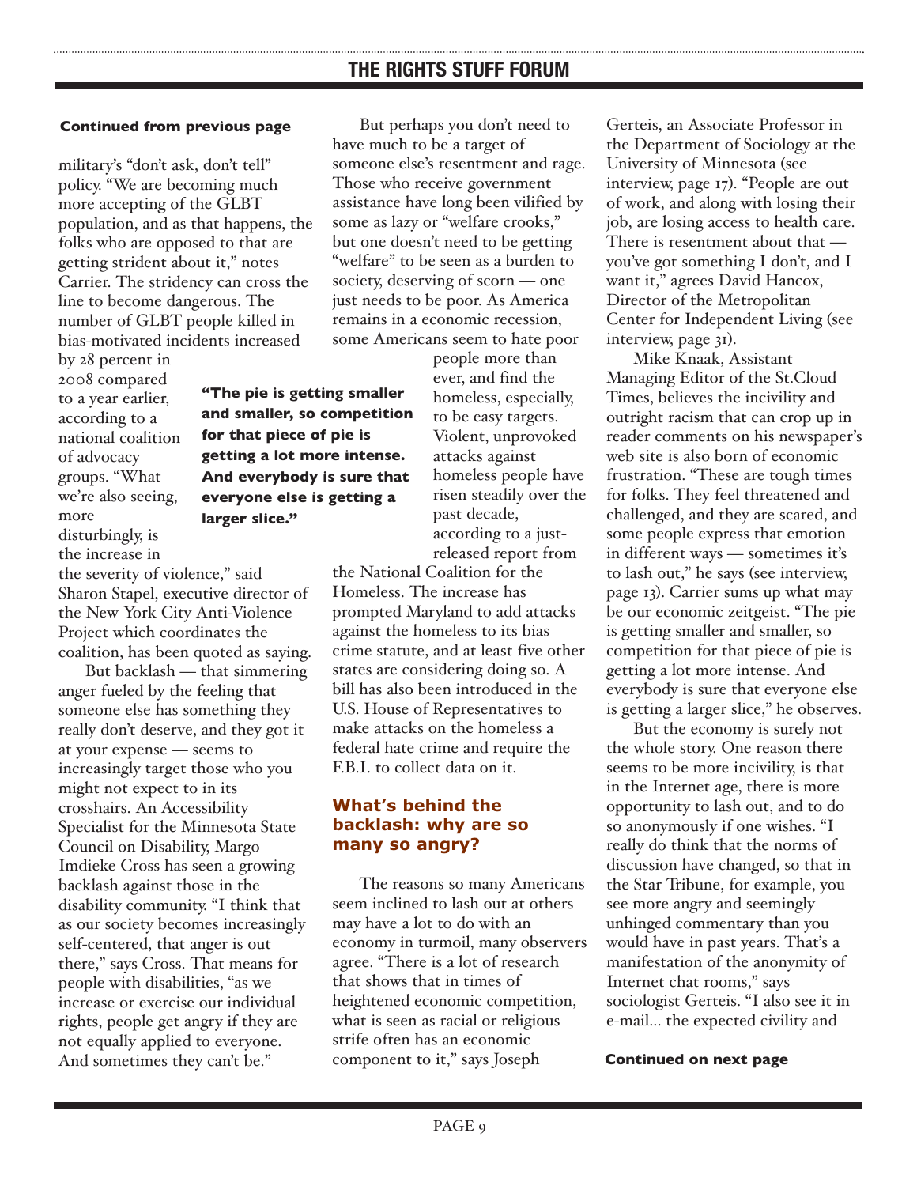**Continued from previous page**

military's "don't ask, don't tell" policy. "We are becoming much more accepting of the GLBT population, and as that happens, the folks who are opposed to that are getting strident about it," notes Carrier. The stridency can cross the line to become dangerous. The number of GLBT people killed in bias-motivated incidents increased by 28 percent in 2008 compared to a year earlier, according to a national coalition of advocacy groups. "What we're also seeing, more disturbingly, is the increase in the severity of violence," said Sharon Stapel, executive director of the New York City Anti-Violence Project which coordinates the coalition, has been quoted as saying.

But backlash — that simmering anger fueled by the feeling that someone else has something they really don't deserve, and they got it at your expense — seems to increasingly target those who you might not expect to in its crosshairs. An Accessibility Specialist for the Minnesota State Council on Disability, Margo Imdieke Cross has seen a growing backlash against those in the disability community. "I think that as our society becomes increasingly self-centered, that anger is out there," says Cross. That means for people with disabilities, "as we increase or exercise our individual rights, people get angry if they are not equally applied to everyone. And sometimes they can't be."

But perhaps you don't need to have much to be a target of someone else's resentment and rage. Those who receive government assistance have long been vilified by some as lazy or "welfare crooks," but one doesn't need to be getting "welfare" to be seen as a burden to society, deserving of scorn — one just needs to be poor. As America remains in a economic recession, some Americans seem to hate poor people more than ever, and find the homeless, especially, to be easy targets. Violent, unprovoked attacks against homeless people have risen steadily over the past decade, according to a just-released report from the National Coalition for the Homeless. The increase has prompted Maryland to add attacks against the homeless to its bias crime statute, and at least five other states are considering doing so. A bill has also been introduced in the U.S. House of Representatives to make attacks on the homeless a federal hate crime and require the F.B.I. to collect data on it.

> **"The pie is getting smaller and smaller, so competition for that piece of pie is getting a lot more intense. And everybody is sure that everyone else is getting a larger slice."**

### What's behind the backlash: why are so many so angry?

The reasons so many Americans seem inclined to lash out at others may have a lot to do with an economy in turmoil, many observers agree. "There is a lot of research that shows that in times of heightened economic competition, what is seen as racial or religious strife often has an economic component to it," says Joseph Gerteis, an Associate Professor in the Department of Sociology at the University of Minnesota (see interview, page 17). "People are out of work, and along with losing their job, are losing access to health care. There is resentment about that — you've got something I don't, and I want it," agrees David Hancox, Director of the Metropolitan Center for Independent Living (see interview, page 31).

Mike Knaak, Assistant Managing Editor of the St.Cloud Times, believes the incivility and outright racism that can crop up in reader comments on his newspaper's web site is also born of economic frustration. "These are tough times for folks. They feel threatened and challenged, and they are scared, and some people express that emotion in different ways — sometimes it's to lash out," he says (see interview, page 13). Carrier sums up what may be our economic zeitgeist. "The pie is getting smaller and smaller, so competition for that piece of pie is getting a lot more intense. And everybody is sure that everyone else is getting a larger slice," he observes.

But the economy is surely not the whole story. One reason there seems to be more incivility, is that in the Internet age, there is more opportunity to lash out, and to do so anonymously if one wishes. "I really do think that the norms of discussion have changed, so that in the Star Tribune, for example, you see more angry and seemingly unhinged commentary than you would have in past years. That's a manifestation of the anonymity of Internet chat rooms," says sociologist Gerteis. "I also see it in e-mail... the expected civility and

**Continued on next page**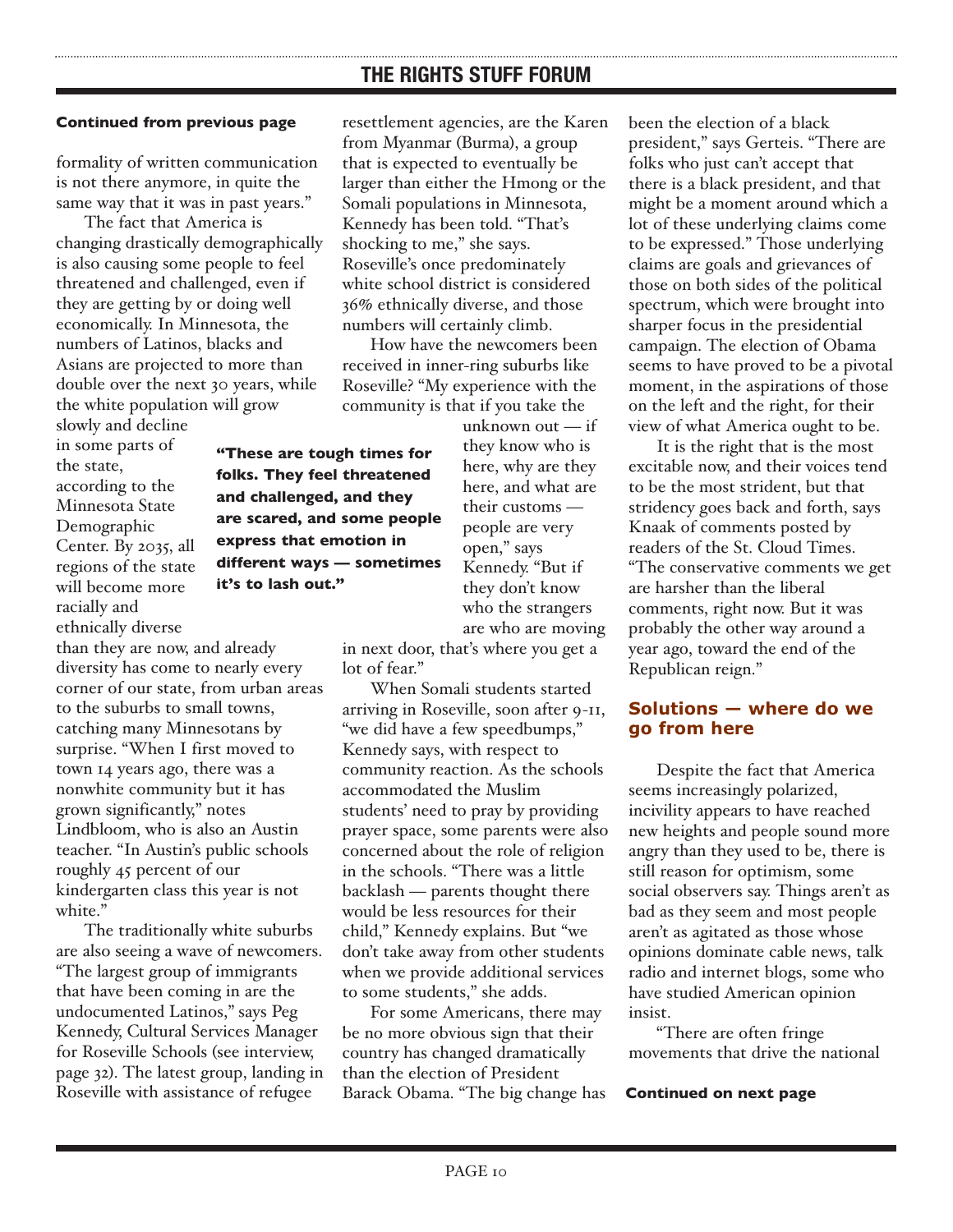**Continued from previous page**

formality of written communication is not there anymore, in quite the same way that it was in past years."

The fact that America is changing drastically demographically is also causing some people to feel threatened and challenged, even if they are getting by or doing well economically. In Minnesota, the numbers of Latinos, blacks and Asians are projected to more than double over the next 30 years, while the white population will grow slowly and decline in some parts of the state, according to the Minnesota State Demographic Center. By 2035, all regions of the state will become more racially and ethnically diverse than they are now, and already diversity has come to nearly every corner of our state, from urban areas to the suburbs to small towns, catching many Minnesotans by surprise. "When I first moved to town 14 years ago, there was a nonwhite community but it has grown significantly," notes Lindbloom, who is also an Austin teacher. "In Austin's public schools roughly 45 percent of our kindergarten class this year is not white."

The traditionally white suburbs are also seeing a wave of newcomers. "The largest group of immigrants that have been coming in are the undocumented Latinos," says Peg Kennedy, Cultural Services Manager for Roseville Schools (see interview, page 32). The latest group, landing in Roseville with assistance of refugee resettlement agencies, are the Karen from Myanmar (Burma), a group that is expected to eventually be larger than either the Hmong or the Somali populations in Minnesota, Kennedy has been told. "That's shocking to me," she says. Roseville's once predominately white school district is considered 36% ethnically diverse, and those numbers will certainly climb.

How have the newcomers been received in inner-ring suburbs like Roseville? "My experience with the community is that if you take the unknown out — if they know who is here, why are they here, and what are their customs — people are very open," says Kennedy. "But if they don't know who the strangers are who are moving in next door, that's where you get a lot of fear."

> **"These are tough times for folks. They feel threatened and challenged, and they are scared, and some people express that emotion in different ways — sometimes it's to lash out."**

When Somali students started arriving in Roseville, soon after 9-11, "we did have a few speedbumps," Kennedy says, with respect to community reaction. As the schools accommodated the Muslim students' need to pray by providing prayer space, some parents were also concerned about the role of religion in the schools. "There was a little backlash — parents thought there would be less resources for their child," Kennedy explains. But "we don't take away from other students when we provide additional services to some students," she adds.

For some Americans, there may be no more obvious sign that their country has changed dramatically than the election of President Barack Obama. "The big change has been the election of a black president," says Gerteis. "There are folks who just can't accept that there is a black president, and that might be a moment around which a lot of these underlying claims come to be expressed." Those underlying claims are goals and grievances of those on both sides of the political spectrum, which were brought into sharper focus in the presidential campaign. The election of Obama seems to have proved to be a pivotal moment, in the aspirations of those on the left and the right, for their view of what America ought to be.

It is the right that is the most excitable now, and their voices tend to be the most strident, but that stridency goes back and forth, says Knaak of comments posted by readers of the St. Cloud Times. "The conservative comments we get are harsher than the liberal comments, right now. But it was probably the other way around a year ago, toward the end of the Republican reign."

## Solutions — where do we go from here

Despite the fact that America seems increasingly polarized, incivility appears to have reached new heights and people sound more angry than they used to be, there is still reason for optimism, some social observers say. Things aren't as bad as they seem and most people aren't as agitated as those whose opinions dominate cable news, talk radio and internet blogs, some who have studied American opinion insist.

"There are often fringe movements that drive the national

**Continued on next page**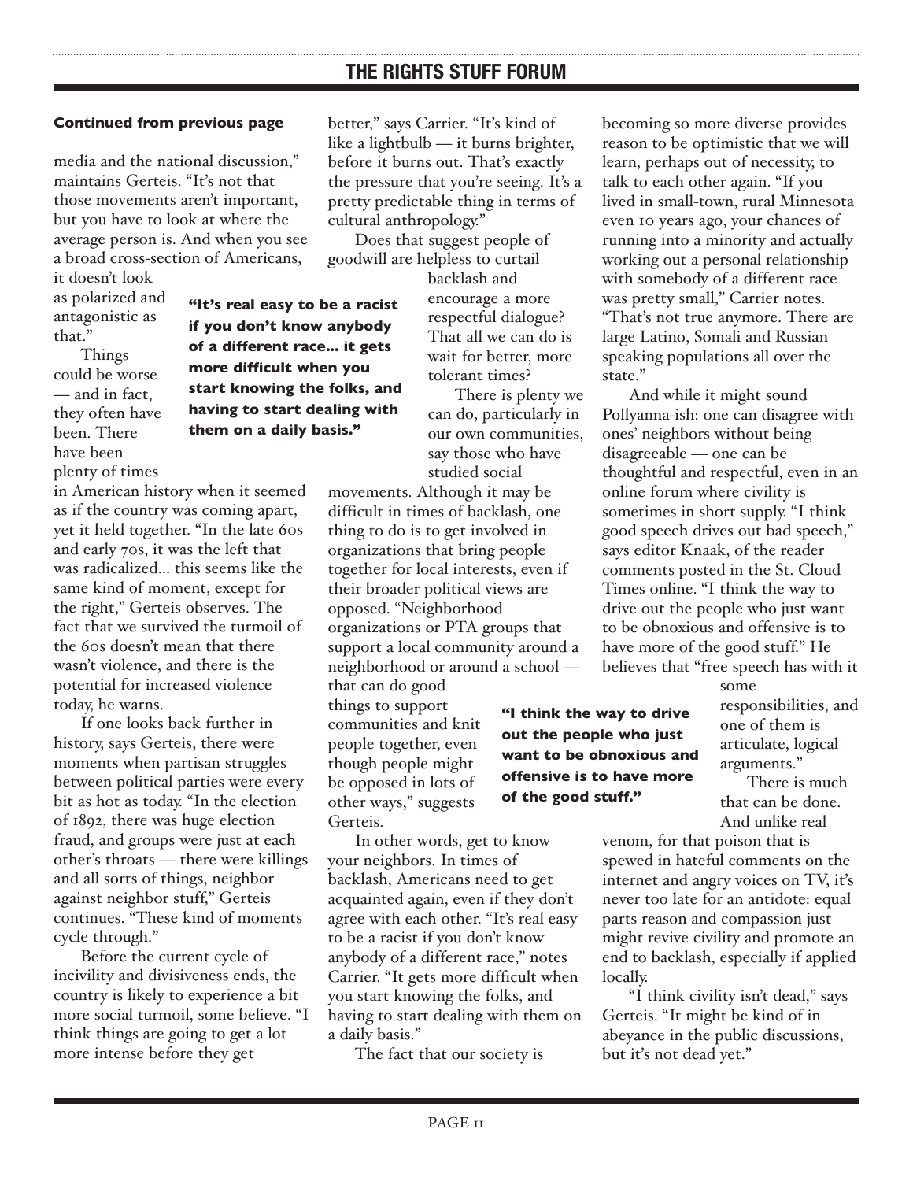**Continued from previous page**

media and the national discussion," maintains Gerteis. "It's not that those movements aren't important, but you have to look at where the average person is. And when you see a broad cross-section of Americans, it doesn't look as polarized and antagonistic as that."

Things could be worse — and in fact, they often have been. There have been plenty of times in American history when it seemed as if the country was coming apart, yet it held together. "In the late 60s and early 70s, it was the left that was radicalized... this seems like the same kind of moment, except for the right," Gerteis observes. The fact that we survived the turmoil of the 60s doesn't mean that there wasn't violence, and there is the potential for increased violence today, he warns.

If one looks back further in history, says Gerteis, there were moments when partisan struggles between political parties were every bit as hot as today. "In the election of 1892, there was huge election fraud, and groups were just at each other's throats — there were killings and all sorts of things, neighbor against neighbor stuff," Gerteis continues. "These kind of moments cycle through."

Before the current cycle of incivility and divisiveness ends, the country is likely to experience a bit more social turmoil, some believe. "I think things are going to get a lot more intense before they get better," says Carrier. "It's kind of like a lightbulb — it burns brighter, before it burns out. That's exactly the pressure that you're seeing. It's a pretty predictable thing in terms of cultural anthropology."

**"It's real easy to be a racist if you don't know anybody of a different race... it gets more difficult when you start knowing the folks, and having to start dealing with them on a daily basis."**

Does that suggest people of goodwill are helpless to curtail backlash and encourage a more respectful dialogue? That all we can do is wait for better, more tolerant times?

There is plenty we can do, particularly in our own communities, say those who have studied social movements. Although it may be difficult in times of backlash, one thing to do is to get involved in organizations that bring people together for local interests, even if their broader political views are opposed. "Neighborhood organizations or PTA groups that support a local community around a neighborhood or around a school — that can do good things to support communities and knit people together, even though people might be opposed in lots of other ways," suggests Gerteis.

In other words, get to know your neighbors. In times of backlash, Americans need to get acquainted again, even if they don't agree with each other. "It's real easy to be a racist if you don't know anybody of a different race," notes Carrier. "It gets more difficult when you start knowing the folks, and having to start dealing with them on a daily basis."

The fact that our society is becoming so more diverse provides reason to be optimistic that we will learn, perhaps out of necessity, to talk to each other again. "If you lived in small-town, rural Minnesota even 10 years ago, your chances of running into a minority and actually working out a personal relationship with somebody of a different race was pretty small," Carrier notes. "That's not true anymore. There are large Latino, Somali and Russian speaking populations all over the state."

And while it might sound Pollyanna-ish: one can disagree with ones' neighbors without being disagreeable — one can be thoughtful and respectful, even in an online forum where civility is sometimes in short supply. "I think good speech drives out bad speech," says editor Knaak, of the reader comments posted in the St. Cloud Times online. "I think the way to drive out the people who just want to be obnoxious and offensive is to have more of the good stuff." He believes that "free speech has with it some responsibilities, and one of them is articulate, logical arguments."

**"I think the way to drive out the people who just want to be obnoxious and offensive is to have more of the good stuff."**

There is much that can be done. And unlike real venom, for that poison that is spewed in hateful comments on the internet and angry voices on TV, it's never too late for an antidote: equal parts reason and compassion just might revive civility and promote an end to backlash, especially if applied locally.

"I think civility isn't dead," says Gerteis. "It might be kind of in abeyance in the public discussions, but it's not dead yet."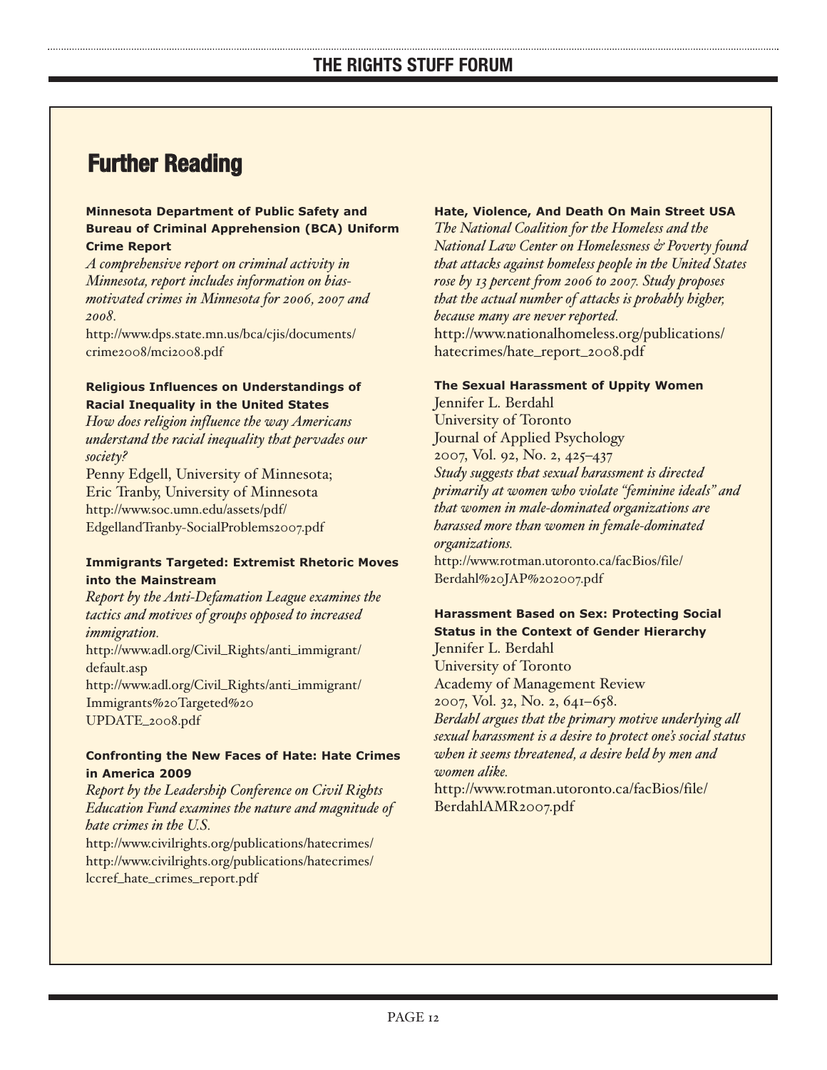# Further Reading

**Minnesota Department of Public Safety and Bureau of Criminal Apprehension (BCA) Uniform Crime Report**

*A comprehensive report on criminal activity in Minnesota, report includes information on bias-motivated crimes in Minnesota for 2006, 2007 and 2008.*

http://www.dps.state.mn.us/bca/cjis/documents/crime2008/mci2008.pdf

**Religious Influences on Understandings of Racial Inequality in the United States**

*How does religion influence the way Americans understand the racial inequality that pervades our society?*

Penny Edgell, University of Minnesota;
Eric Tranby, University of Minnesota
http://www.soc.umn.edu/assets/pdf/EdgellandTranby-SocialProblems2007.pdf

**Immigrants Targeted: Extremist Rhetoric Moves into the Mainstream**

*Report by the Anti-Defamation League examines the tactics and motives of groups opposed to increased immigration.*

http://www.adl.org/Civil_Rights/anti_immigrant/default.asp
http://www.adl.org/Civil_Rights/anti_immigrant/Immigrants%20Targeted%20UPDATE_2008.pdf

**Confronting the New Faces of Hate: Hate Crimes in America 2009**

*Report by the Leadership Conference on Civil Rights Education Fund examines the nature and magnitude of hate crimes in the U.S.*

http://www.civilrights.org/publications/hatecrimes/
http://www.civilrights.org/publications/hatecrimes/lccref_hate_crimes_report.pdf

**Hate, Violence, And Death On Main Street USA**

*The National Coalition for the Homeless and the National Law Center on Homelessness & Poverty found that attacks against homeless people in the United States rose by 13 percent from 2006 to 2007. Study proposes that the actual number of attacks is probably higher, because many are never reported.*

http://www.nationalhomeless.org/publications/hatecrimes/hate_report_2008.pdf

**The Sexual Harassment of Uppity Women**

Jennifer L. Berdahl
University of Toronto
Journal of Applied Psychology
2007, Vol. 92, No. 2, 425–437

*Study suggests that sexual harassment is directed primarily at women who violate "feminine ideals" and that women in male-dominated organizations are harassed more than women in female-dominated organizations.*

http://www.rotman.utoronto.ca/facBios/file/Berdahl%20JAP%202007.pdf

**Harassment Based on Sex: Protecting Social Status in the Context of Gender Hierarchy**

Jennifer L. Berdahl
University of Toronto
Academy of Management Review
2007, Vol. 32, No. 2, 641–658.

*Berdahl argues that the primary motive underlying all sexual harassment is a desire to protect one's social status when it seems threatened, a desire held by men and women alike.*

http://www.rotman.utoronto.ca/facBios/file/BerdahlAMR2007.pdf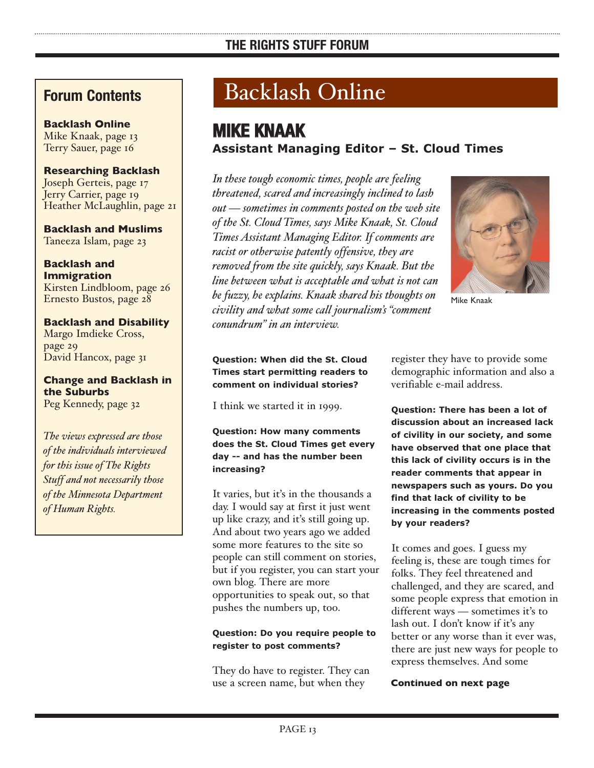## Forum Contents

**Backlash Online**
Mike Knaak, page 13
Terry Sauer, page 16

**Researching Backlash**
Joseph Gerteis, page 17
Jerry Carrier, page 19
Heather McLaughlin, page 21

**Backlash and Muslims**
Taneeza Islam, page 23

**Backlash and Immigration**
Kirsten Lindbloom, page 26
Ernesto Bustos, page 28

**Backlash and Disability**
Margo Imdieke Cross, page 29
David Hancox, page 31

**Change and Backlash in the Suburbs**
Peg Kennedy, page 32

*The views expressed are those of the individuals interviewed for this issue of The Rights Stuff and not necessarily those of the Minnesota Department of Human Rights.*

# Backlash Online

## MIKE KNAAK

### Assistant Managing Editor – St. Cloud Times

*In these tough economic times, people are feeling threatened, scared and increasingly inclined to lash out — sometimes in comments posted on the web site of the St. Cloud Times, says Mike Knaak, St. Cloud Times Assistant Managing Editor. If comments are racist or otherwise patently offensive, they are removed from the site quickly, says Knaak. But the line between what is acceptable and what is not can be fuzzy, he explains. Knaak shared his thoughts on civility and what some call journalism's "comment conundrum" in an interview.*

Mike Knaak

**Question: When did the St. Cloud Times start permitting readers to comment on individual stories?**

I think we started it in 1999.

**Question: How many comments does the St. Cloud Times get every day -- and has the number been increasing?**

It varies, but it's in the thousands a day. I would say at first it just went up like crazy, and it's still going up. And about two years ago we added some more features to the site so people can still comment on stories, but if you register, you can start your own blog. There are more opportunities to speak out, so that pushes the numbers up, too.

**Question: Do you require people to register to post comments?**

They do have to register. They can use a screen name, but when they register they have to provide some demographic information and also a verifiable e-mail address.

**Question: There has been a lot of discussion about an increased lack of civility in our society, and some have observed that one place that this lack of civility occurs is in the reader comments that appear in newspapers such as yours. Do you find that lack of civility to be increasing in the comments posted by your readers?**

It comes and goes. I guess my feeling is, these are tough times for folks. They feel threatened and challenged, and they are scared, and some people express that emotion in different ways — sometimes it's to lash out. I don't know if it's any better or any worse than it ever was, there are just new ways for people to express themselves. And some

**Continued on next page**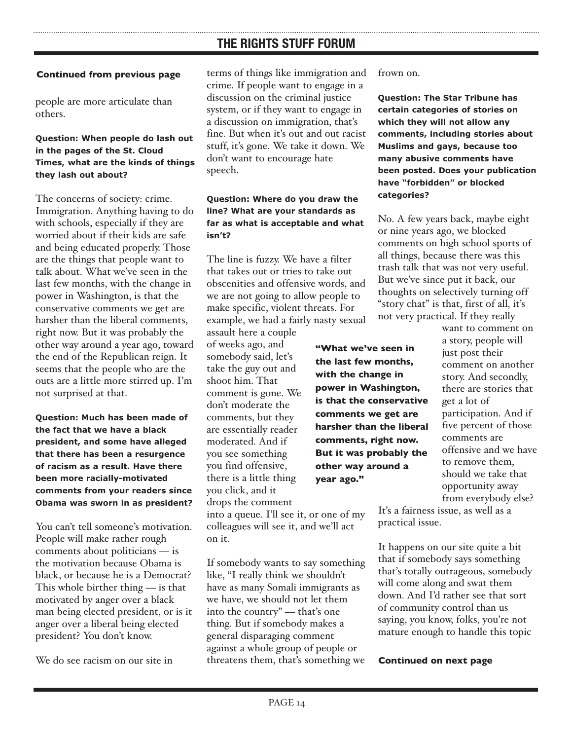**Continued from previous page**

people are more articulate than others.

**Question: When people do lash out in the pages of the St. Cloud Times, what are the kinds of things they lash out about?**

The concerns of society: crime. Immigration. Anything having to do with schools, especially if they are worried about if their kids are safe and being educated properly. Those are the things that people want to talk about. What we've seen in the last few months, with the change in power in Washington, is that the conservative comments we get are harsher than the liberal comments, right now. But it was probably the other way around a year ago, toward the end of the Republican reign. It seems that the people who are the outs are a little more stirred up. I'm not surprised at that.

**Question: Much has been made of the fact that we have a black president, and some have alleged that there has been a resurgence of racism as a result. Have there been more racially-motivated comments from your readers since Obama was sworn in as president?**

You can't tell someone's motivation. People will make rather rough comments about politicians — is the motivation because Obama is black, or because he is a Democrat? This whole birther thing — is that motivated by anger over a black man being elected president, or is it anger over a liberal being elected president? You don't know.

We do see racism on our site in terms of things like immigration and crime. If people want to engage in a discussion on the criminal justice system, or if they want to engage in a discussion on immigration, that's fine. But when it's out and out racist stuff, it's gone. We take it down. We don't want to encourage hate speech.

**Question: Where do you draw the line? What are your standards as far as what is acceptable and what isn't?**

The line is fuzzy. We have a filter that takes out or tries to take out obscenities and offensive words, and we are not going to allow people to make specific, violent threats. For example, we had a fairly nasty sexual assault here a couple of weeks ago, and somebody said, let's take the guy out and shoot him. That comment is gone. We don't moderate the comments, but they are essentially reader moderated. And if you see something you find offensive, there is a little thing you click, and it drops the comment into a queue. I'll see it, or one of my colleagues will see it, and we'll act on it.

> **"What we've seen in the last few months, with the change in power in Washington, is that the conservative comments we get are harsher than the liberal comments, right now. But it was probably the other way around a year ago."**

If somebody wants to say something like, "I really think we shouldn't have as many Somali immigrants as we have, we should not let them into the country" — that's one thing. But if somebody makes a general disparaging comment against a whole group of people or threatens them, that's something we frown on.

**Question: The Star Tribune has certain categories of stories on which they will not allow any comments, including stories about Muslims and gays, because too many abusive comments have been posted. Does your publication have "forbidden" or blocked categories?**

No. A few years back, maybe eight or nine years ago, we blocked comments on high school sports of all things, because there was this trash talk that was not very useful. But we've since put it back, our thoughts on selectively turning off "story chat" is that, first of all, it's not very practical. If they really want to comment on a story, people will just post their comment on another story. And secondly, there are stories that get a lot of participation. And if five percent of those comments are offensive and we have to remove them, should we take that opportunity away from everybody else? It's a fairness issue, as well as a practical issue.

It happens on our site quite a bit that if somebody says something that's totally outrageous, somebody will come along and swat them down. And I'd rather see that sort of community control than us saying, you know, folks, you're not mature enough to handle this topic

**Continued on next page**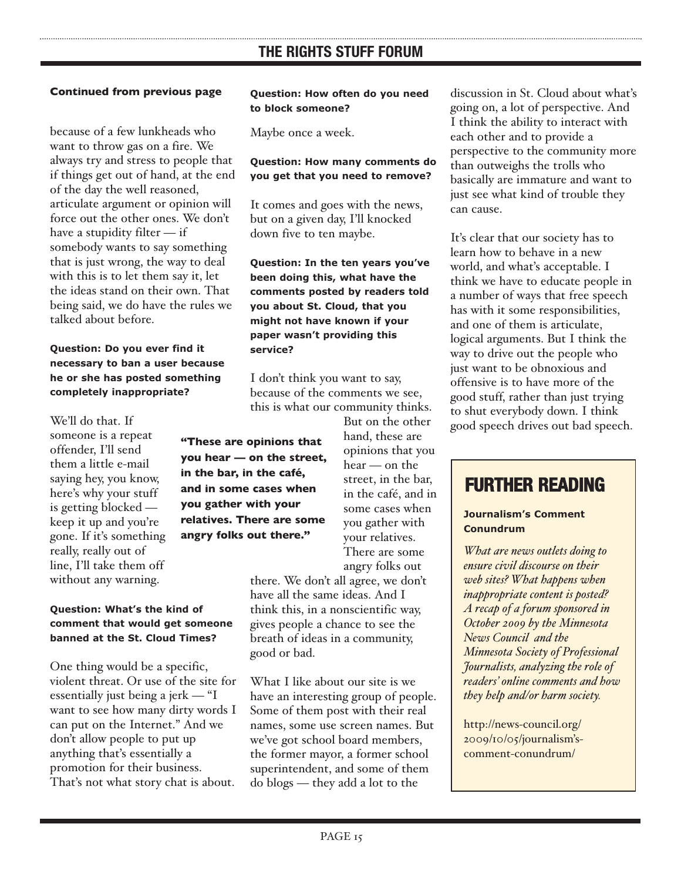**Continued from previous page**

because of a few lunkheads who want to throw gas on a fire. We always try and stress to people that if things get out of hand, at the end of the day the well reasoned, articulate argument or opinion will force out the other ones. We don't have a stupidity filter — if somebody wants to say something that is just wrong, the way to deal with this is to let them say it, let the ideas stand on their own. That being said, we do have the rules we talked about before.

**Question: Do you ever find it necessary to ban a user because he or she has posted something completely inappropriate?**

We'll do that. If someone is a repeat offender, I'll send them a little e-mail saying hey, you know, here's why your stuff is getting blocked — keep it up and you're gone. If it's something really, really out of line, I'll take them off without any warning.

**Question: What's the kind of comment that would get someone banned at the St. Cloud Times?**

One thing would be a specific, violent threat. Or use of the site for essentially just being a jerk — "I want to see how many dirty words I can put on the Internet." And we don't allow people to put up anything that's essentially a promotion for their business. That's not what story chat is about.

**Question: How often do you need to block someone?**

Maybe once a week.

**Question: How many comments do you get that you need to remove?**

It comes and goes with the news, but on a given day, I'll knocked down five to ten maybe.

**Question: In the ten years you've been doing this, what have the comments posted by readers told you about St. Cloud, that you might not have known if your paper wasn't providing this service?**

I don't think you want to say, because of the comments we see, this is what our community thinks. But on the other hand, these are opinions that you hear — on the street, in the bar, in the café, and in some cases when you gather with your relatives. There are some angry folks out there. We don't all agree, we don't have all the same ideas. And I think this, in a nonscientific way, gives people a chance to see the breath of ideas in a community, good or bad.

> **"These are opinions that you hear — on the street, in the bar, in the café, and in some cases when you gather with your relatives. There are some angry folks out there."**

What I like about our site is we have an interesting group of people. Some of them post with their real names, some use screen names. But we've got school board members, the former mayor, a former school superintendent, and some of them do blogs — they add a lot to the discussion in St. Cloud about what's going on, a lot of perspective. And I think the ability to interact with each other and to provide a perspective to the community more than outweighs the trolls who basically are immature and want to just see what kind of trouble they can cause.

It's clear that our society has to learn how to behave in a new world, and what's acceptable. I think we have to educate people in a number of ways that free speech has with it some responsibilities, and one of them is articulate, logical arguments. But I think the way to drive out the people who just want to be obnoxious and offensive is to have more of the good stuff, rather than just trying to shut everybody down. I think good speech drives out bad speech.

## FURTHER READING

**Journalism's Comment Conundrum**

*What are news outlets doing to ensure civil discourse on their web sites? What happens when inappropriate content is posted? A recap of a forum sponsored in October 2009 by the Minnesota News Council and the Minnesota Society of Professional Journalists, analyzing the role of readers' online comments and how they help and/or harm society.*

http://news-council.org/2009/10/05/journalism's-comment-conundrum/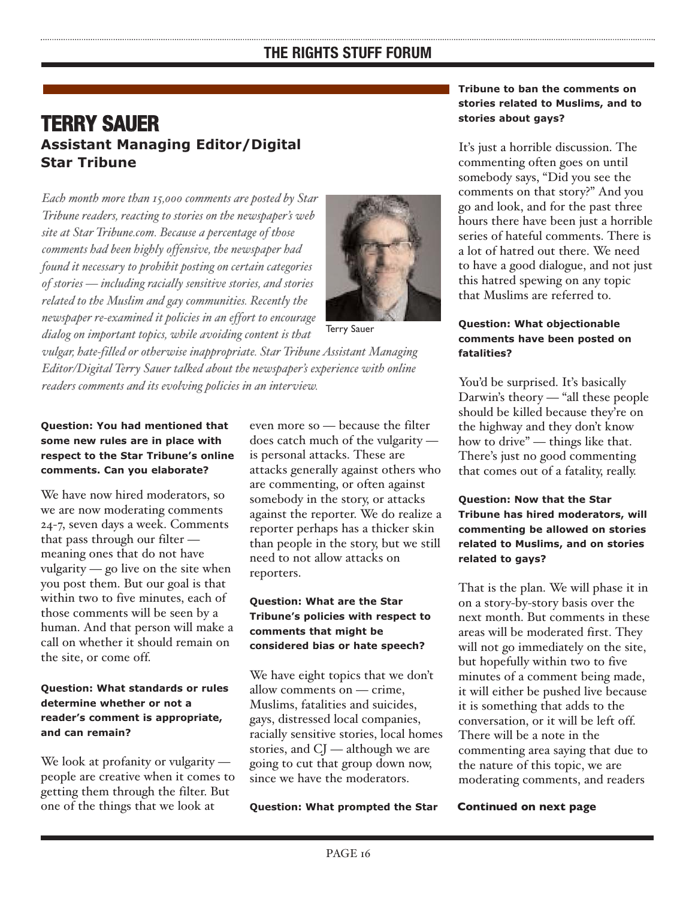# TERRY SAUER

**Assistant Managing Editor/Digital**
**Star Tribune**

*Each month more than 15,000 comments are posted by Star Tribune readers, reacting to stories on the newspaper's web site at StarTribune.com. Because a percentage of those comments had been highly offensive, the newspaper had found it necessary to prohibit posting on certain categories of stories — including racially sensitive stories, and stories related to the Muslim and gay communities. Recently the newspaper re-examined it policies in an effort to encourage dialog on important topics, while avoiding content is that vulgar, hate-filled or otherwise inappropriate. Star Tribune Assistant Managing Editor/Digital Terry Sauer talked about the newspaper's experience with online readers comments and its evolving policies in an interview.*

Terry Sauer

**Question: You had mentioned that some new rules are in place with respect to the Star Tribune's online comments. Can you elaborate?**

We have now hired moderators, so we are now moderating comments 24-7, seven days a week. Comments that pass through our filter — meaning ones that do not have vulgarity — go live on the site when you post them. But our goal is that within two to five minutes, each of those comments will be seen by a human. And that person will make a call on whether it should remain on the site, or come off.

**Question: What standards or rules determine whether or not a reader's comment is appropriate, and can remain?**

We look at profanity or vulgarity — people are creative when it comes to getting them through the filter. But one of the things that we look at even more so — because the filter does catch much of the vulgarity — is personal attacks. These are attacks generally against others who are commenting, or often against somebody in the story, or attacks against the reporter. We do realize a reporter perhaps has a thicker skin than people in the story, but we still need to not allow attacks on reporters.

**Question: What are the Star Tribune's policies with respect to comments that might be considered bias or hate speech?**

We have eight topics that we don't allow comments on — crime, Muslims, fatalities and suicides, gays, distressed local companies, racially sensitive stories, local homes stories, and CJ — although we are going to cut that group down now, since we have the moderators.

**Question: What prompted the Star Tribune to ban the comments on stories related to Muslims, and to stories about gays?**

It's just a horrible discussion. The commenting often goes on until somebody says, "Did you see the comments on that story?" And you go and look, and for the past three hours there have been just a horrible series of hateful comments. There is a lot of hatred out there. We need to have a good dialogue, and not just this hatred spewing on any topic that Muslims are referred to.

**Question: What objectionable comments have been posted on fatalities?**

You'd be surprised. It's basically Darwin's theory — "all these people should be killed because they're on the highway and they don't know how to drive" — things like that. There's just no good commenting that comes out of a fatality, really.

**Question: Now that the Star Tribune has hired moderators, will commenting be allowed on stories related to Muslims, and on stories related to gays?**

That is the plan. We will phase it in on a story-by-story basis over the next month. But comments in these areas will be moderated first. They will not go immediately on the site, but hopefully within two to five minutes of a comment being made, it will either be pushed live because it is something that adds to the conversation, or it will be left off. There will be a note in the commenting area saying that due to the nature of this topic, we are moderating comments, and readers

**Continued on next page**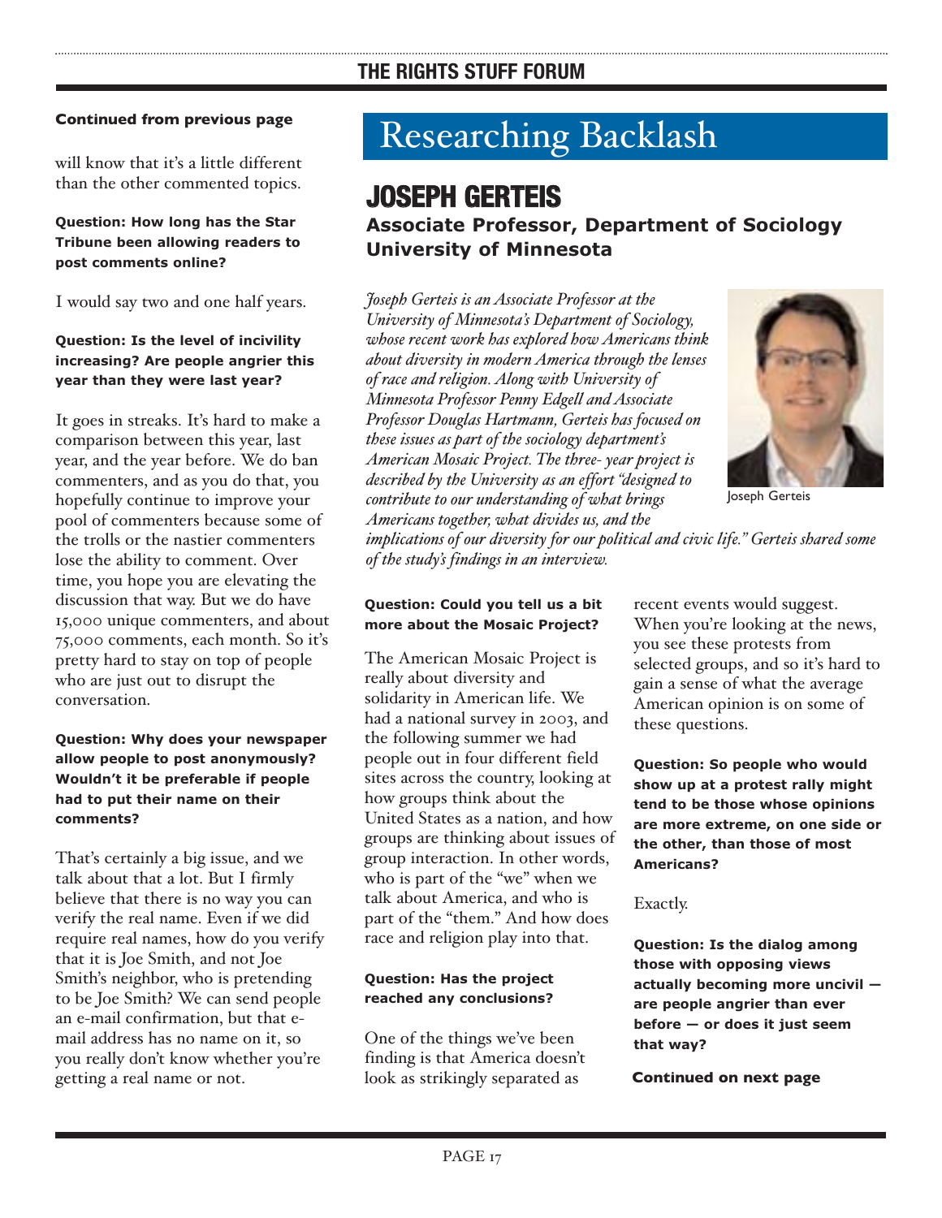**Continued from previous page**

will know that it's a little different than the other commented topics.

**Question: How long has the Star Tribune been allowing readers to post comments online?**

I would say two and one half years.

**Question: Is the level of incivility increasing? Are people angrier this year than they were last year?**

It goes in streaks. It's hard to make a comparison between this year, last year, and the year before. We do ban commenters, and as you do that, you hopefully continue to improve your pool of commenters because some of the trolls or the nastier commenters lose the ability to comment. Over time, you hope you are elevating the discussion that way. But we do have 15,000 unique commenters, and about 75,000 comments, each month. So it's pretty hard to stay on top of people who are just out to disrupt the conversation.

**Question: Why does your newspaper allow people to post anonymously? Wouldn't it be preferable if people had to put their name on their comments?**

That's certainly a big issue, and we talk about that a lot. But I firmly believe that there is no way you can verify the real name. Even if we did require real names, how do you verify that it is Joe Smith, and not Joe Smith's neighbor, who is pretending to be Joe Smith? We can send people an e-mail confirmation, but that e-mail address has no name on it, so you really don't know whether you're getting a real name or not.

# Researching Backlash

## JOSEPH GERTEIS

### Associate Professor, Department of Sociology University of Minnesota

*Joseph Gerteis is an Associate Professor at the University of Minnesota's Department of Sociology, whose recent work has explored how Americans think about diversity in modern America through the lenses of race and religion. Along with University of Minnesota Professor Penny Edgell and Associate Professor Douglas Hartmann, Gerteis has focused on these issues as part of the sociology department's American Mosaic Project. The three- year project is described by the University as an effort "designed to contribute to our understanding of what brings Americans together, what divides us, and the implications of our diversity for our political and civic life." Gerteis shared some of the study's findings in an interview.*

Joseph Gerteis

**Question: Could you tell us a bit more about the Mosaic Project?**

The American Mosaic Project is really about diversity and solidarity in American life. We had a national survey in 2003, and the following summer we had people out in four different field sites across the country, looking at how groups think about the United States as a nation, and how groups are thinking about issues of group interaction. In other words, who is part of the "we" when we talk about America, and who is part of the "them." And how does race and religion play into that.

**Question: Has the project reached any conclusions?**

One of the things we've been finding is that America doesn't look as strikingly separated as recent events would suggest. When you're looking at the news, you see these protests from selected groups, and so it's hard to gain a sense of what the average American opinion is on some of these questions.

**Question: So people who would show up at a protest rally might tend to be those whose opinions are more extreme, on one side or the other, than those of most Americans?**

Exactly.

**Question: Is the dialog among those with opposing views actually becoming more uncivil — are people angrier than ever before — or does it just seem that way?**

**Continued on next page**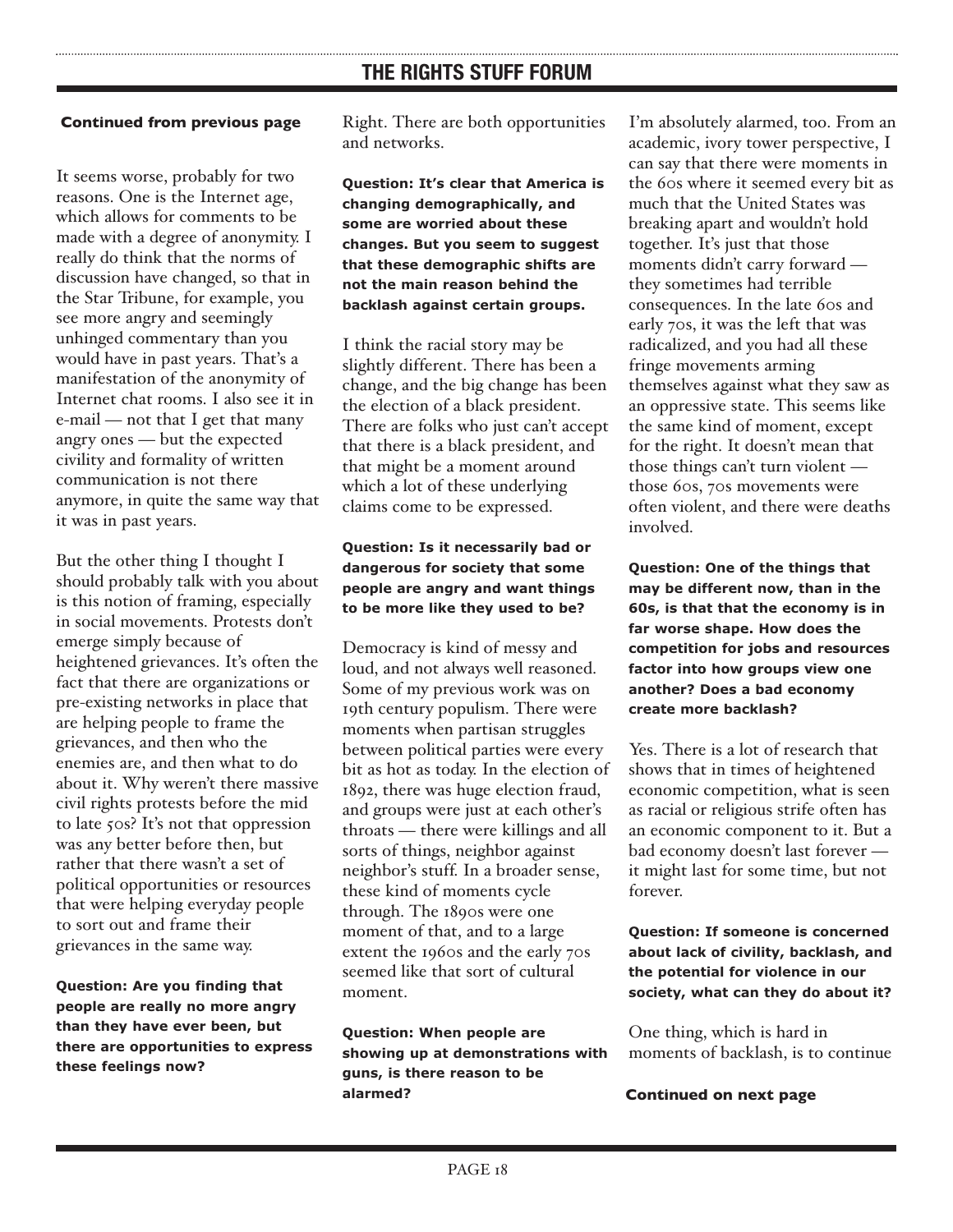**Continued from previous page**

It seems worse, probably for two reasons. One is the Internet age, which allows for comments to be made with a degree of anonymity. I really do think that the norms of discussion have changed, so that in the Star Tribune, for example, you see more angry and seemingly unhinged commentary than you would have in past years. That's a manifestation of the anonymity of Internet chat rooms. I also see it in e-mail — not that I get that many angry ones — but the expected civility and formality of written communication is not there anymore, in quite the same way that it was in past years.

But the other thing I thought I should probably talk with you about is this notion of framing, especially in social movements. Protests don't emerge simply because of heightened grievances. It's often the fact that there are organizations or pre-existing networks in place that are helping people to frame the grievances, and then who the enemies are, and then what to do about it. Why weren't there massive civil rights protests before the mid to late 50s? It's not that oppression was any better before then, but rather that there wasn't a set of political opportunities or resources that were helping everyday people to sort out and frame their grievances in the same way.

**Question: Are you finding that people are really no more angry than they have ever been, but there are opportunities to express these feelings now?**

Right. There are both opportunities and networks.

**Question: It's clear that America is changing demographically, and some are worried about these changes. But you seem to suggest that these demographic shifts are not the main reason behind the backlash against certain groups.**

I think the racial story may be slightly different. There has been a change, and the big change has been the election of a black president. There are folks who just can't accept that there is a black president, and that might be a moment around which a lot of these underlying claims come to be expressed.

**Question: Is it necessarily bad or dangerous for society that some people are angry and want things to be more like they used to be?**

Democracy is kind of messy and loud, and not always well reasoned. Some of my previous work was on 19th century populism. There were moments when partisan struggles between political parties were every bit as hot as today. In the election of 1892, there was huge election fraud, and groups were just at each other's throats — there were killings and all sorts of things, neighbor against neighbor's stuff. In a broader sense, these kind of moments cycle through. The 1890s were one moment of that, and to a large extent the 1960s and the early 70s seemed like that sort of cultural moment.

**Question: When people are showing up at demonstrations with guns, is there reason to be alarmed?**

I'm absolutely alarmed, too. From an academic, ivory tower perspective, I can say that there were moments in the 60s where it seemed every bit as much that the United States was breaking apart and wouldn't hold together. It's just that those moments didn't carry forward — they sometimes had terrible consequences. In the late 60s and early 70s, it was the left that was radicalized, and you had all these fringe movements arming themselves against what they saw as an oppressive state. This seems like the same kind of moment, except for the right. It doesn't mean that those things can't turn violent — those 60s, 70s movements were often violent, and there were deaths involved.

**Question: One of the things that may be different now, than in the 60s, is that that the economy is in far worse shape. How does the competition for jobs and resources factor into how groups view one another? Does a bad economy create more backlash?**

Yes. There is a lot of research that shows that in times of heightened economic competition, what is seen as racial or religious strife often has an economic component to it. But a bad economy doesn't last forever — it might last for some time, but not forever.

**Question: If someone is concerned about lack of civility, backlash, and the potential for violence in our society, what can they do about it?**

One thing, which is hard in moments of backlash, is to continue

**Continued on next page**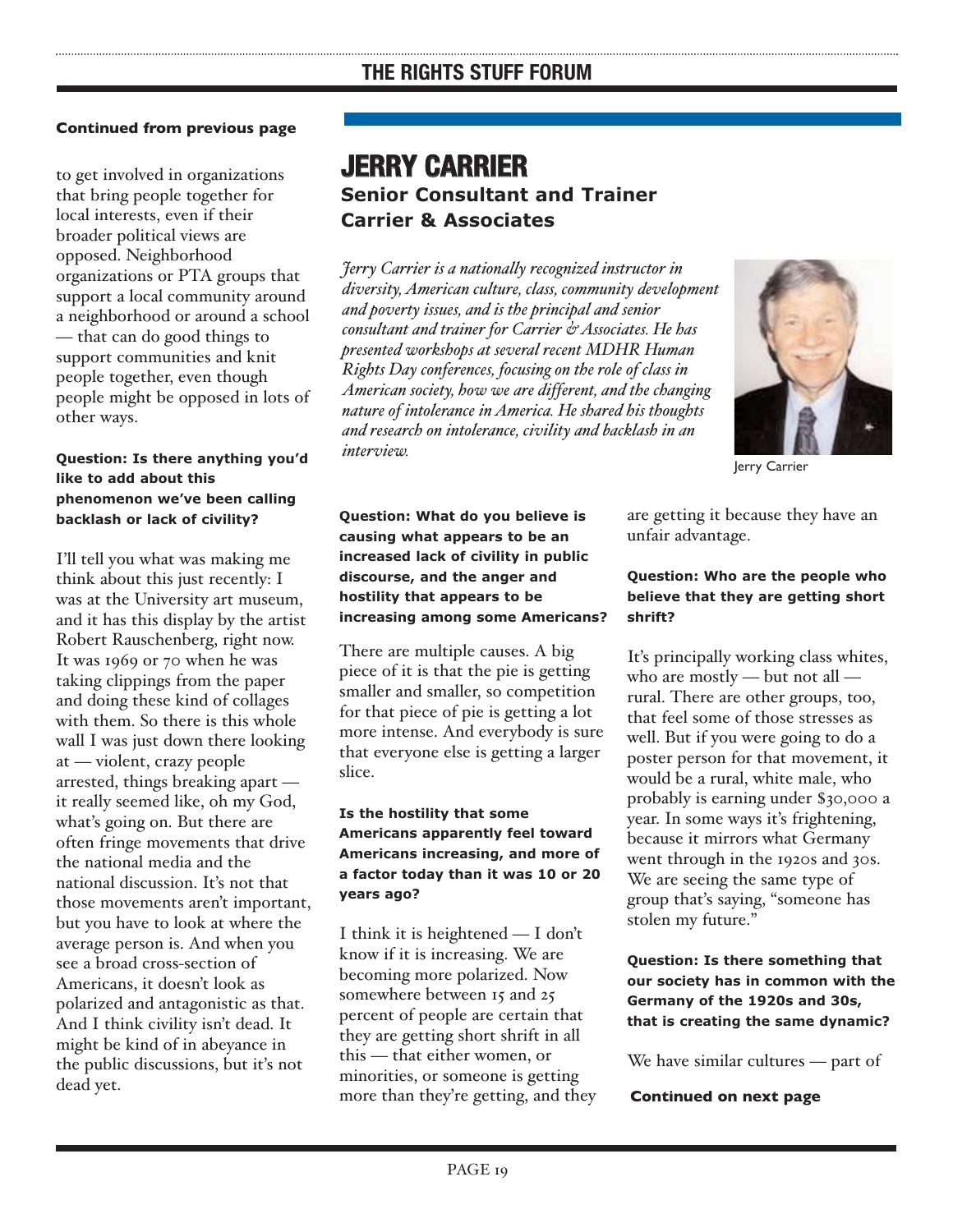**Continued from previous page**

to get involved in organizations that bring people together for local interests, even if their broader political views are opposed. Neighborhood organizations or PTA groups that support a local community around a neighborhood or around a school — that can do good things to support communities and knit people together, even though people might be opposed in lots of other ways.

**Question: Is there anything you'd like to add about this phenomenon we've been calling backlash or lack of civility?**

I'll tell you what was making me think about this just recently: I was at the University art museum, and it has this display by the artist Robert Rauschenberg, right now. It was 1969 or 70 when he was taking clippings from the paper and doing these kind of collages with them. So there is this whole wall I was just down there looking at — violent, crazy people arrested, things breaking apart — it really seemed like, oh my God, what's going on. But there are often fringe movements that drive the national media and the national discussion. It's not that those movements aren't important, but you have to look at where the average person is. And when you see a broad cross-section of Americans, it doesn't look as polarized and antagonistic as that. And I think civility isn't dead. It might be kind of in abeyance in the public discussions, but it's not dead yet.

# JERRY CARRIER

## Senior Consultant and Trainer
## Carrier & Associates

*Jerry Carrier is a nationally recognized instructor in diversity, American culture, class, community development and poverty issues, and is the principal and senior consultant and trainer for Carrier & Associates. He has presented workshops at several recent MDHR Human Rights Day conferences, focusing on the role of class in American society, how we are different, and the changing nature of intolerance in America. He shared his thoughts and research on intolerance, civility and backlash in an interview.*

Jerry Carrier

**Question: What do you believe is causing what appears to be an increased lack of civility in public discourse, and the anger and hostility that appears to be increasing among some Americans?**

There are multiple causes. A big piece of it is that the pie is getting smaller and smaller, so competition for that piece of pie is getting a lot more intense. And everybody is sure that everyone else is getting a larger slice.

**Is the hostility that some Americans apparently feel toward Americans increasing, and more of a factor today than it was 10 or 20 years ago?**

I think it is heightened — I don't know if it is increasing. We are becoming more polarized. Now somewhere between 15 and 25 percent of people are certain that they are getting short shrift in all this — that either women, or minorities, or someone is getting more than they're getting, and they are getting it because they have an unfair advantage.

**Question: Who are the people who believe that they are getting short shrift?**

It's principally working class whites, who are mostly — but not all — rural. There are other groups, too, that feel some of those stresses as well. But if you were going to do a poster person for that movement, it would be a rural, white male, who probably is earning under $30,000 a year. In some ways it's frightening, because it mirrors what Germany went through in the 1920s and 30s. We are seeing the same type of group that's saying, "someone has stolen my future."

**Question: Is there something that our society has in common with the Germany of the 1920s and 30s, that is creating the same dynamic?**

We have similar cultures — part of

**Continued on next page**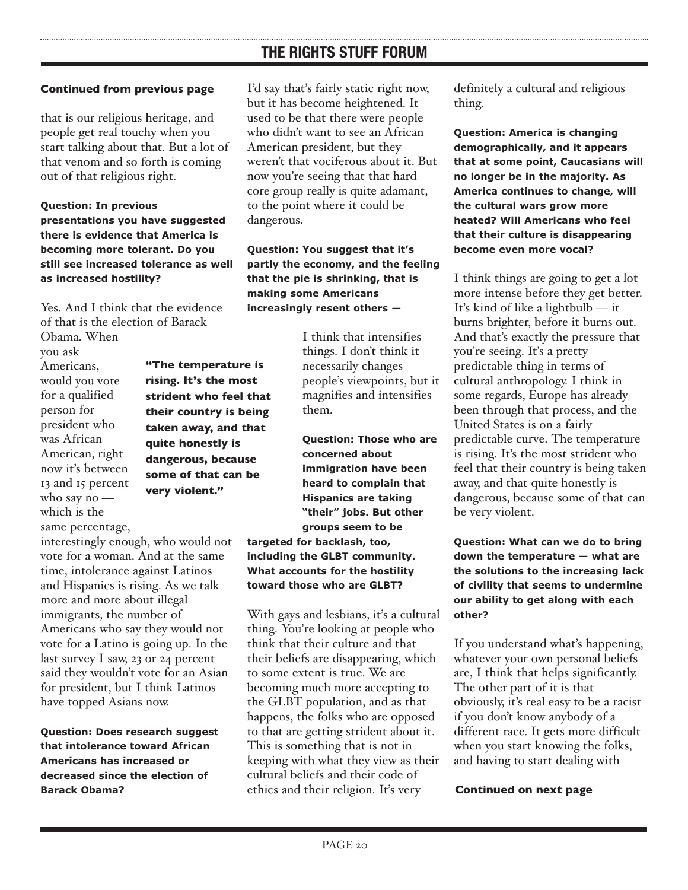**Continued from previous page**

that is our religious heritage, and people get real touchy when you start talking about that. But a lot of that venom and so forth is coming out of that religious right.

**Question: In previous presentations you have suggested there is evidence that America is becoming more tolerant. Do you still see increased tolerance as well as increased hostility?**

Yes. And I think that the evidence of that is the election of Barack Obama. When you ask Americans, would you vote for a qualified person for president who was African American, right now it's between 13 and 15 percent who say no — which is the same percentage, interestingly enough, who would not vote for a woman. And at the same time, intolerance against Latinos and Hispanics is rising. As we talk more and more about illegal immigrants, the number of Americans who say they would not vote for a Latino is going up. In the last survey I saw, 23 or 24 percent said they wouldn't vote for an Asian for president, but I think Latinos have topped Asians now.

**"The temperature is rising. It's the most strident who feel that their country is being taken away, and that quite honestly is dangerous, because some of that can be very violent."**

**Question: Does research suggest that intolerance toward African Americans has increased or decreased since the election of Barack Obama?**

I'd say that's fairly static right now, but it has become heightened. It used to be that there were people who didn't want to see an African American president, but they weren't that vociferous about it. But now you're seeing that that hard core group really is quite adamant, to the point where it could be dangerous.

**Question: You suggest that it's partly the economy, and the feeling that the pie is shrinking, that is making some Americans increasingly resent others —**

I think that intensifies things. I don't think it necessarily changes people's viewpoints, but it magnifies and intensifies them.

**Question: Those who are concerned about immigration have been heard to complain that Hispanics are taking "their" jobs. But other groups seem to be targeted for backlash, too, including the GLBT community. What accounts for the hostility toward those who are GLBT?**

With gays and lesbians, it's a cultural thing. You're looking at people who think that their culture and that their beliefs are disappearing, which to some extent is true. We are becoming much more accepting to the GLBT population, and as that happens, the folks who are opposed to that are getting strident about it. This is something that is not in keeping with what they view as their cultural beliefs and their code of ethics and their religion. It's very definitely a cultural and religious thing.

**Question: America is changing demographically, and it appears that at some point, Caucasians will no longer be in the majority. As America continues to change, will the cultural wars grow more heated? Will Americans who feel that their culture is disappearing become even more vocal?**

I think things are going to get a lot more intense before they get better. It's kind of like a lightbulb — it burns brighter, before it burns out. And that's exactly the pressure that you're seeing. It's a pretty predictable thing in terms of cultural anthropology. I think in some regards, Europe has already been through that process, and the United States is on a fairly predictable curve. The temperature is rising. It's the most strident who feel that their country is being taken away, and that quite honestly is dangerous, because some of that can be very violent.

**Question: What can we do to bring down the temperature — what are the solutions to the increasing lack of civility that seems to undermine our ability to get along with each other?**

If you understand what's happening, whatever your own personal beliefs are, I think that helps significantly. The other part of it is that obviously, it's real easy to be a racist if you don't know anybody of a different race. It gets more difficult when you start knowing the folks, and having to start dealing with

**Continued on next page**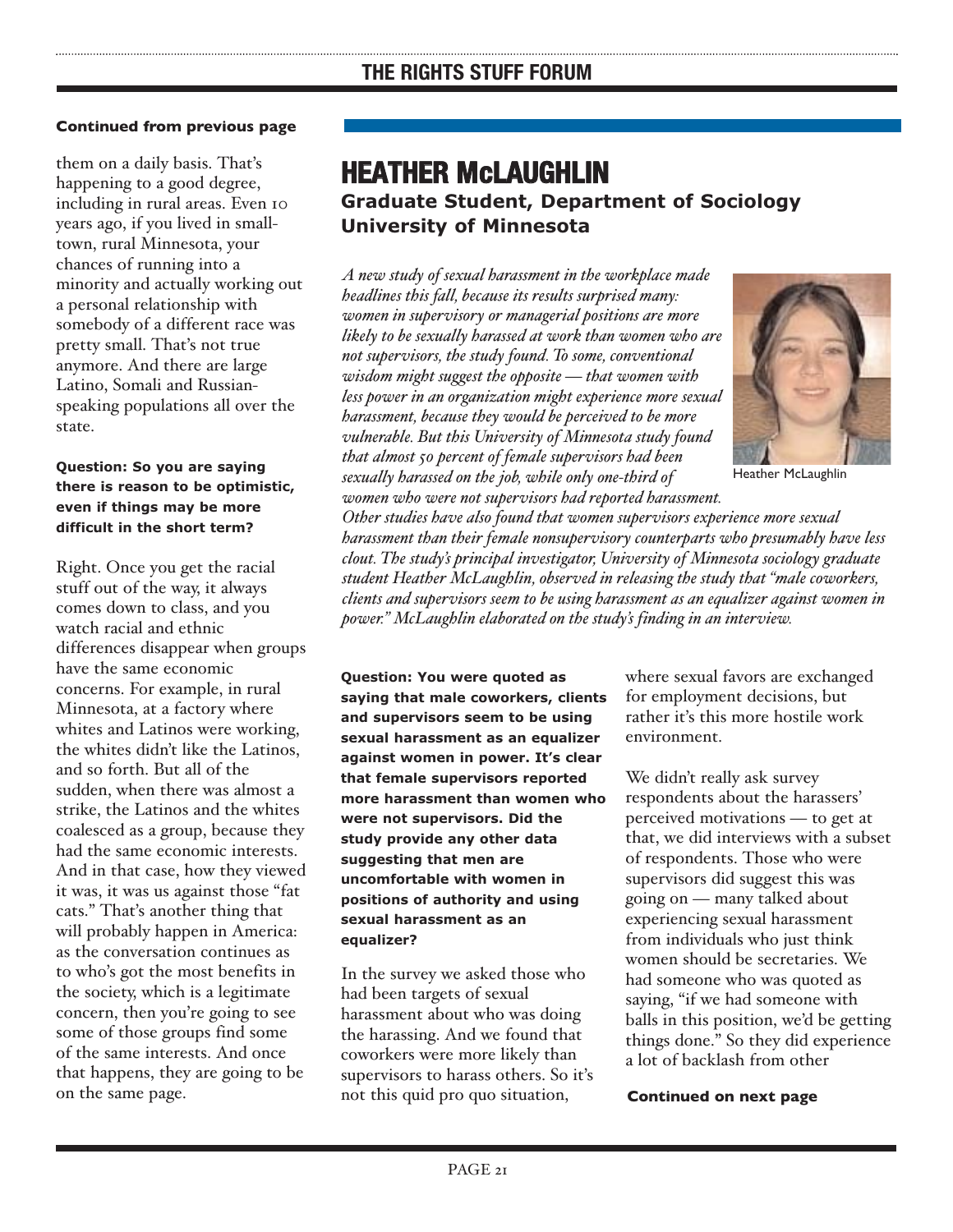**Continued from previous page**

them on a daily basis. That's happening to a good degree, including in rural areas. Even 10 years ago, if you lived in small-town, rural Minnesota, your chances of running into a minority and actually working out a personal relationship with somebody of a different race was pretty small. That's not true anymore. And there are large Latino, Somali and Russian-speaking populations all over the state.

**Question: So you are saying there is reason to be optimistic, even if things may be more difficult in the short term?**

Right. Once you get the racial stuff out of the way, it always comes down to class, and you watch racial and ethnic differences disappear when groups have the same economic concerns. For example, in rural Minnesota, at a factory where whites and Latinos were working, the whites didn't like the Latinos, and so forth. But all of the sudden, when there was almost a strike, the Latinos and the whites coalesced as a group, because they had the same economic interests. And in that case, how they viewed it was, it was us against those "fat cats." That's another thing that will probably happen in America: as the conversation continues as to who's got the most benefits in the society, which is a legitimate concern, then you're going to see some of those groups find some of the same interests. And once that happens, they are going to be on the same page.

# HEATHER McLAUGHLIN

### Graduate Student, Department of Sociology University of Minnesota

*A new study of sexual harassment in the workplace made headlines this fall, because its results surprised many: women in supervisory or managerial positions are more likely to be sexually harassed at work than women who are not supervisors, the study found. To some, conventional wisdom might suggest the opposite — that women with less power in an organization might experience more sexual harassment, because they would be perceived to be more vulnerable. But this University of Minnesota study found that almost 50 percent of female supervisors had been sexually harassed on the job, while only one-third of women who were not supervisors had reported harassment. Other studies have also found that women supervisors experience more sexual harassment than their female nonsupervisory counterparts who presumably have less clout. The study's principal investigator, University of Minnesota sociology graduate student Heather McLaughlin, observed in releasing the study that "male coworkers, clients and supervisors seem to be using harassment as an equalizer against women in power." McLaughlin elaborated on the study's finding in an interview.*

Heather McLaughlin

**Question: You were quoted as saying that male coworkers, clients and supervisors seem to be using sexual harassment as an equalizer against women in power. It's clear that female supervisors reported more harassment than women who were not supervisors. Did the study provide any other data suggesting that men are uncomfortable with women in positions of authority and using sexual harassment as an equalizer?**

In the survey we asked those who had been targets of sexual harassment about who was doing the harassing. And we found that coworkers were more likely than supervisors to harass others. So it's not this quid pro quo situation, where sexual favors are exchanged for employment decisions, but rather it's this more hostile work environment.

We didn't really ask survey respondents about the harassers' perceived motivations — to get at that, we did interviews with a subset of respondents. Those who were supervisors did suggest this was going on — many talked about experiencing sexual harassment from individuals who just think women should be secretaries. We had someone who was quoted as saying, "if we had someone with balls in this position, we'd be getting things done." So they did experience a lot of backlash from other

**Continued on next page**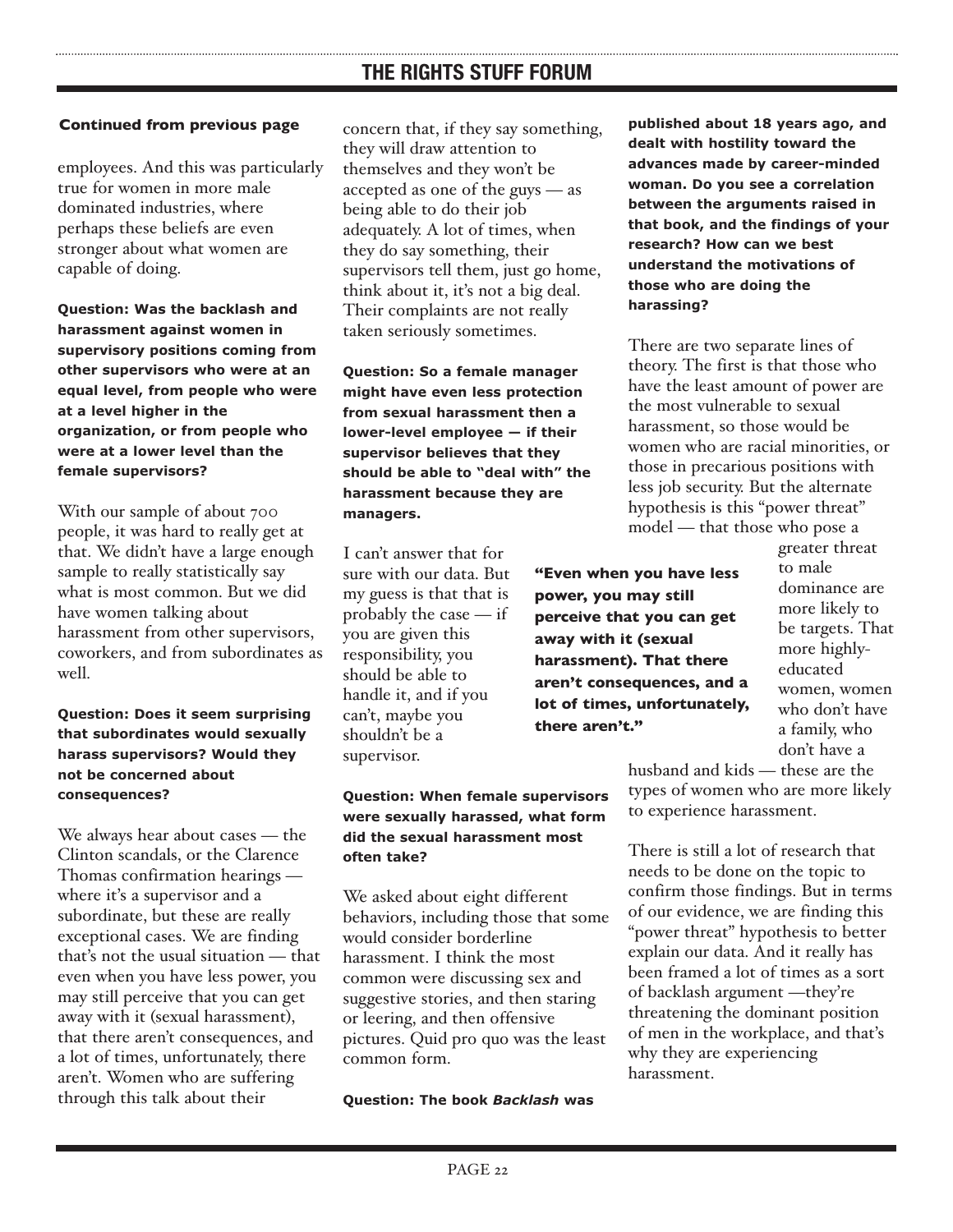**Continued from previous page**

employees. And this was particularly true for women in more male dominated industries, where perhaps these beliefs are even stronger about what women are capable of doing.

**Question: Was the backlash and harassment against women in supervisory positions coming from other supervisors who were at an equal level, from people who were at a level higher in the organization, or from people who were at a lower level than the female supervisors?**

With our sample of about 700 people, it was hard to really get at that. We didn't have a large enough sample to really statistically say what is most common. But we did have women talking about harassment from other supervisors, coworkers, and from subordinates as well.

**Question: Does it seem surprising that subordinates would sexually harass supervisors? Would they not be concerned about consequences?**

We always hear about cases — the Clinton scandals, or the Clarence Thomas confirmation hearings — where it's a supervisor and a subordinate, but these are really exceptional cases. We are finding that's not the usual situation — that even when you have less power, you may still perceive that you can get away with it (sexual harassment), that there aren't consequences, and a lot of times, unfortunately, there aren't. Women who are suffering through this talk about their concern that, if they say something, they will draw attention to themselves and they won't be accepted as one of the guys — as being able to do their job adequately. A lot of times, when they do say something, their supervisors tell them, just go home, think about it, it's not a big deal. Their complaints are not really taken seriously sometimes.

**Question: So a female manager might have even less protection from sexual harassment then a lower-level employee — if their supervisor believes that they should be able to "deal with" the harassment because they are managers.**

I can't answer that for sure with our data. But my guess is that that is probably the case — if you are given this responsibility, you should be able to handle it, and if you can't, maybe you shouldn't be a supervisor.

**"Even when you have less power, you may still perceive that you can get away with it (sexual harassment). That there aren't consequences, and a lot of times, unfortunately, there aren't."**

**Question: When female supervisors were sexually harassed, what form did the sexual harassment most often take?**

We asked about eight different behaviors, including those that some would consider borderline harassment. I think the most common were discussing sex and suggestive stories, and then staring or leering, and then offensive pictures. Quid pro quo was the least common form.

**Question: The book *Backlash* was published about 18 years ago, and dealt with hostility toward the advances made by career-minded woman. Do you see a correlation between the arguments raised in that book, and the findings of your research? How can we best understand the motivations of those who are doing the harassing?**

There are two separate lines of theory. The first is that those who have the least amount of power are the most vulnerable to sexual harassment, so those would be women who are racial minorities, or those in precarious positions with less job security. But the alternate hypothesis is this "power threat" model — that those who pose a greater threat to male dominance are more likely to be targets. That more highly-educated women, women who don't have a family, who don't have a husband and kids — these are the types of women who are more likely to experience harassment.

There is still a lot of research that needs to be done on the topic to confirm those findings. But in terms of our evidence, we are finding this "power threat" hypothesis to better explain our data. And it really has been framed a lot of times as a sort of backlash argument —they're threatening the dominant position of men in the workplace, and that's why they are experiencing harassment.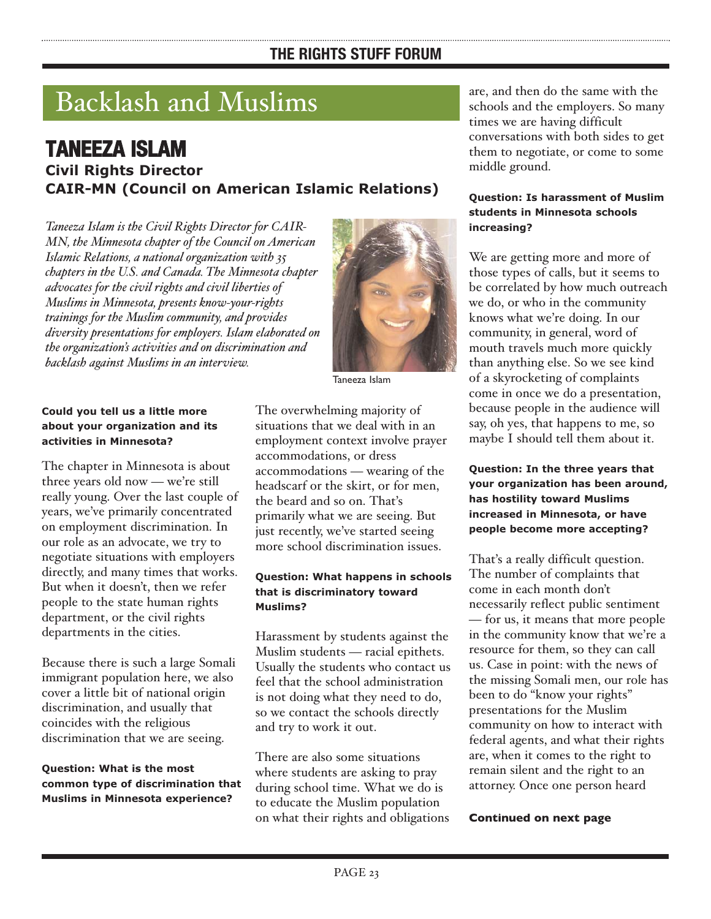# Backlash and Muslims

## TANEEZA ISLAM

**Civil Rights Director**
**CAIR-MN (Council on American Islamic Relations)**

*Taneeza Islam is the Civil Rights Director for CAIR-MN, the Minnesota chapter of the Council on American Islamic Relations, a national organization with 35 chapters in the U.S. and Canada. The Minnesota chapter advocates for the civil rights and civil liberties of Muslims in Minnesota, presents know-your-rights trainings for the Muslim community, and provides diversity presentations for employers. Islam elaborated on the organization's activities and on discrimination and backlash against Muslims in an interview.*

Taneeza Islam

**Could you tell us a little more about your organization and its activities in Minnesota?**

The chapter in Minnesota is about three years old now — we're still really young. Over the last couple of years, we've primarily concentrated on employment discrimination. In our role as an advocate, we try to negotiate situations with employers directly, and many times that works. But when it doesn't, then we refer people to the state human rights department, or the civil rights departments in the cities.

Because there is such a large Somali immigrant population here, we also cover a little bit of national origin discrimination, and usually that coincides with the religious discrimination that we are seeing.

**Question: What is the most common type of discrimination that Muslims in Minnesota experience?**

The overwhelming majority of situations that we deal with in an employment context involve prayer accommodations, or dress accommodations — wearing of the headscarf or the skirt, or for men, the beard and so on. That's primarily what we are seeing. But just recently, we've started seeing more school discrimination issues.

**Question: What happens in schools that is discriminatory toward Muslims?**

Harassment by students against the Muslim students — racial epithets. Usually the students who contact us feel that the school administration is not doing what they need to do, so we contact the schools directly and try to work it out.

There are also some situations where students are asking to pray during school time. What we do is to educate the Muslim population on what their rights and obligations are, and then do the same with the schools and the employers. So many times we are having difficult conversations with both sides to get them to negotiate, or come to some middle ground.

**Question: Is harassment of Muslim students in Minnesota schools increasing?**

We are getting more and more of those types of calls, but it seems to be correlated by how much outreach we do, or who in the community knows what we're doing. In our community, in general, word of mouth travels much more quickly than anything else. So we see kind of a skyrocketing of complaints come in once we do a presentation, because people in the audience will say, oh yes, that happens to me, so maybe I should tell them about it.

**Question: In the three years that your organization has been around, has hostility toward Muslims increased in Minnesota, or have people become more accepting?**

That's a really difficult question. The number of complaints that come in each month don't necessarily reflect public sentiment — for us, it means that more people in the community know that we're a resource for them, so they can call us. Case in point: with the news of the missing Somali men, our role has been to do "know your rights" presentations for the Muslim community on how to interact with federal agents, and what their rights are, when it comes to the right to remain silent and the right to an attorney. Once one person heard

**Continued on next page**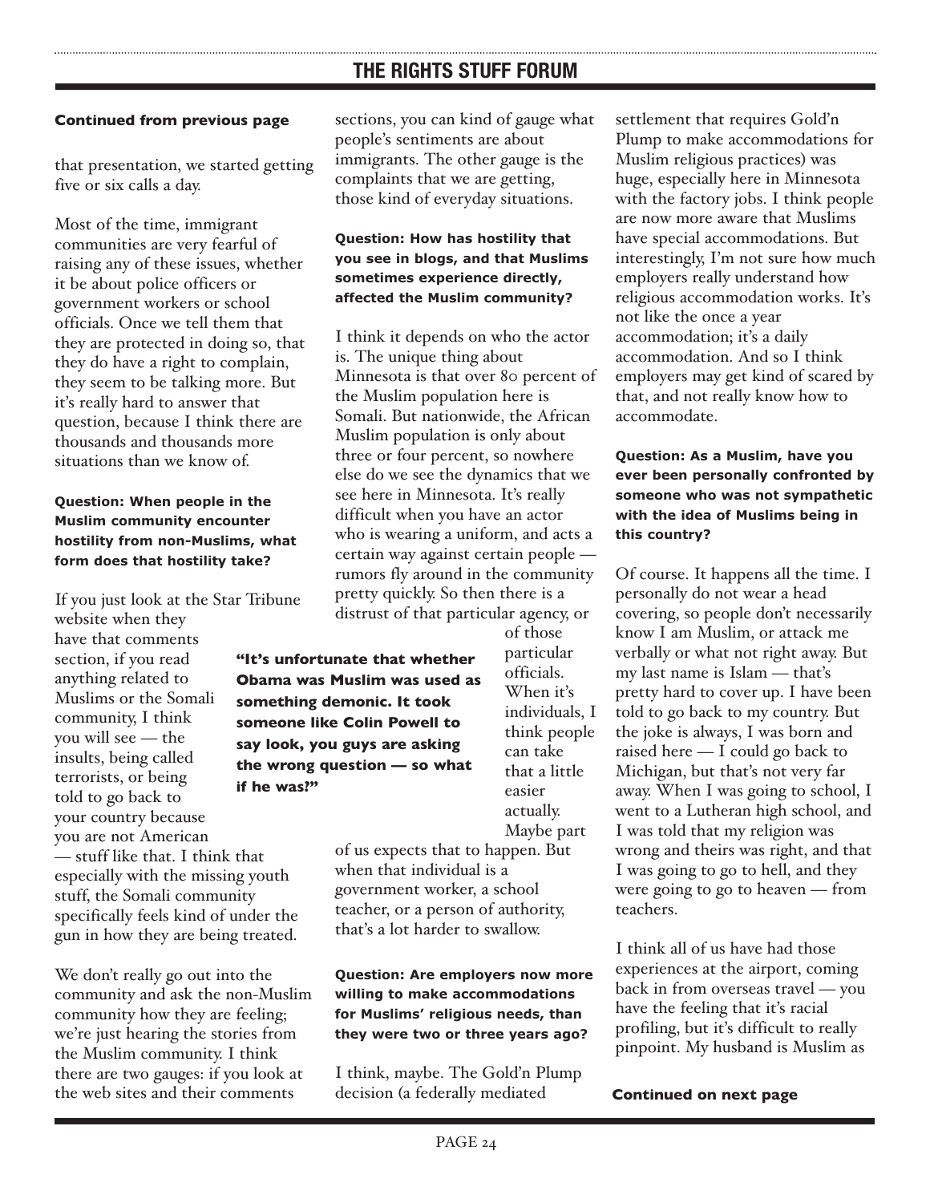**Continued from previous page**

that presentation, we started getting five or six calls a day.

Most of the time, immigrant communities are very fearful of raising any of these issues, whether it be about police officers or government workers or school officials. Once we tell them that they are protected in doing so, that they do have a right to complain, they seem to be talking more. But it's really hard to answer that question, because I think there are thousands and thousands more situations than we know of.

**Question: When people in the Muslim community encounter hostility from non-Muslims, what form does that hostility take?**

If you just look at the Star Tribune website when they have that comments section, if you read anything related to Muslims or the Somali community, I think you will see — the insults, being called terrorists, or being told to go back to your country because you are not American — stuff like that. I think that especially with the missing youth stuff, the Somali community specifically feels kind of under the gun in how they are being treated.

We don't really go out into the community and ask the non-Muslim community how they are feeling; we're just hearing the stories from the Muslim community. I think there are two gauges: if you look at the web sites and their comments sections, you can kind of gauge what people's sentiments are about immigrants. The other gauge is the complaints that we are getting, those kind of everyday situations.

**Question: How has hostility that you see in blogs, and that Muslims sometimes experience directly, affected the Muslim community?**

I think it depends on who the actor is. The unique thing about Minnesota is that over 80 percent of the Muslim population here is Somali. But nationwide, the African Muslim population is only about three or four percent, so nowhere else do we see the dynamics that we see here in Minnesota. It's really difficult when you have an actor who is wearing a uniform, and acts a certain way against certain people — rumors fly around in the community pretty quickly. So then there is a distrust of that particular agency, or of those particular officials. When it's individuals, I think people can take that a little easier actually. Maybe part of us expects that to happen. But when that individual is a government worker, a school teacher, or a person of authority, that's a lot harder to swallow.

> **"It's unfortunate that whether Obama was Muslim was used as something demonic. It took someone like Colin Powell to say look, you guys are asking the wrong question — so what if he was?"**

**Question: Are employers now more willing to make accommodations for Muslims' religious needs, than they were two or three years ago?**

I think, maybe. The Gold'n Plump decision (a federally mediated settlement that requires Gold'n Plump to make accommodations for Muslim religious practices) was huge, especially here in Minnesota with the factory jobs. I think people are now more aware that Muslims have special accommodations. But interestingly, I'm not sure how much employers really understand how religious accommodation works. It's not like the once a year accommodation; it's a daily accommodation. And so I think employers may get kind of scared by that, and not really know how to accommodate.

**Question: As a Muslim, have you ever been personally confronted by someone who was not sympathetic with the idea of Muslims being in this country?**

Of course. It happens all the time. I personally do not wear a head covering, so people don't necessarily know I am Muslim, or attack me verbally or what not right away. But my last name is Islam — that's pretty hard to cover up. I have been told to go back to my country. But the joke is always, I was born and raised here — I could go back to Michigan, but that's not very far away. When I was going to school, I went to a Lutheran high school, and I was told that my religion was wrong and theirs was right, and that I was going to go to hell, and they were going to go to heaven — from teachers.

I think all of us have had those experiences at the airport, coming back in from overseas travel — you have the feeling that it's racial profiling, but it's difficult to really pinpoint. My husband is Muslim as

**Continued on next page**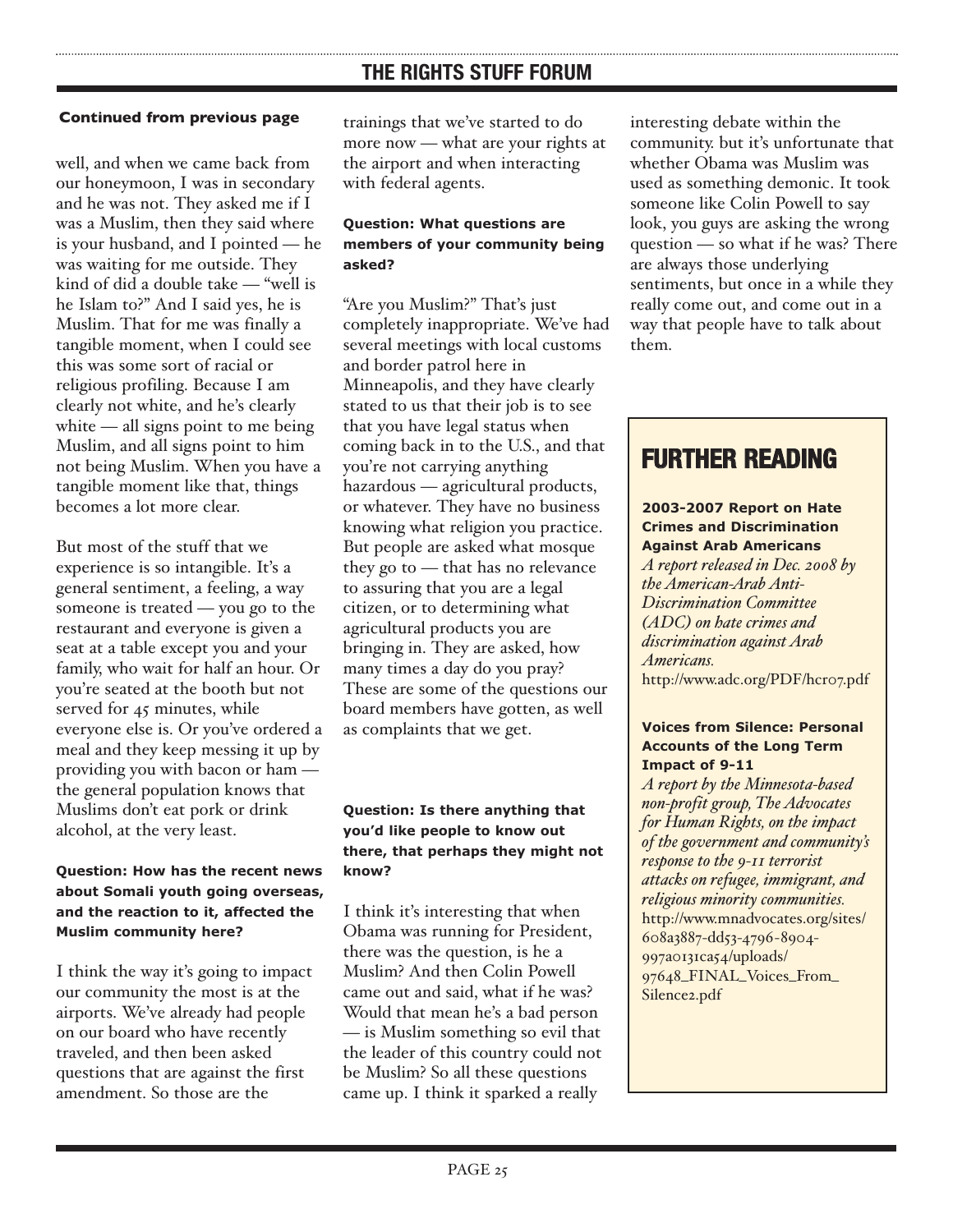**Continued from previous page**

well, and when we came back from our honeymoon, I was in secondary and he was not. They asked me if I was a Muslim, then they said where is your husband, and I pointed — he was waiting for me outside. They kind of did a double take — "well is he Islam to?" And I said yes, he is Muslim. That for me was finally a tangible moment, when I could see this was some sort of racial or religious profiling. Because I am clearly not white, and he's clearly white — all signs point to me being Muslim, and all signs point to him not being Muslim. When you have a tangible moment like that, things becomes a lot more clear.

But most of the stuff that we experience is so intangible. It's a general sentiment, a feeling, a way someone is treated — you go to the restaurant and everyone is given a seat at a table except you and your family, who wait for half an hour. Or you're seated at the booth but not served for 45 minutes, while everyone else is. Or you've ordered a meal and they keep messing it up by providing you with bacon or ham — the general population knows that Muslims don't eat pork or drink alcohol, at the very least.

**Question: How has the recent news about Somali youth going overseas, and the reaction to it, affected the Muslim community here?**

I think the way it's going to impact our community the most is at the airports. We've already had people on our board who have recently traveled, and then been asked questions that are against the first amendment. So those are the trainings that we've started to do more now — what are your rights at the airport and when interacting with federal agents.

**Question: What questions are members of your community being asked?**

"Are you Muslim?" That's just completely inappropriate. We've had several meetings with local customs and border patrol here in Minneapolis, and they have clearly stated to us that their job is to see that you have legal status when coming back in to the U.S., and that you're not carrying anything hazardous — agricultural products, or whatever. They have no business knowing what religion you practice. But people are asked what mosque they go to — that has no relevance to assuring that you are a legal citizen, or to determining what agricultural products you are bringing in. They are asked, how many times a day do you pray? These are some of the questions our board members have gotten, as well as complaints that we get.

**Question: Is there anything that you'd like people to know out there, that perhaps they might not know?**

I think it's interesting that when Obama was running for President, there was the question, is he a Muslim? And then Colin Powell came out and said, what if he was? Would that mean he's a bad person — is Muslim something so evil that the leader of this country could not be Muslim? So all these questions came up. I think it sparked a really interesting debate within the community. but it's unfortunate that whether Obama was Muslim was used as something demonic. It took someone like Colin Powell to say look, you guys are asking the wrong question — so what if he was? There are always those underlying sentiments, but once in a while they really come out, and come out in a way that people have to talk about them.

## FURTHER READING

**2003-2007 Report on Hate Crimes and Discrimination Against Arab Americans**
*A report released in Dec. 2008 by the American-Arab Anti-Discrimination Committee (ADC) on hate crimes and discrimination against Arab Americans.*
http://www.adc.org/PDF/hcr07.pdf

**Voices from Silence: Personal Accounts of the Long Term Impact of 9-11**
*A report by the Minnesota-based non-profit group, The Advocates for Human Rights, on the impact of the government and community's response to the 9-11 terrorist attacks on refugee, immigrant, and religious minority communities.*
http://www.mnadvocates.org/sites/608a3887-dd53-4796-8904-997a0131ca54/uploads/97648_FINAL_Voices_From_Silence2.pdf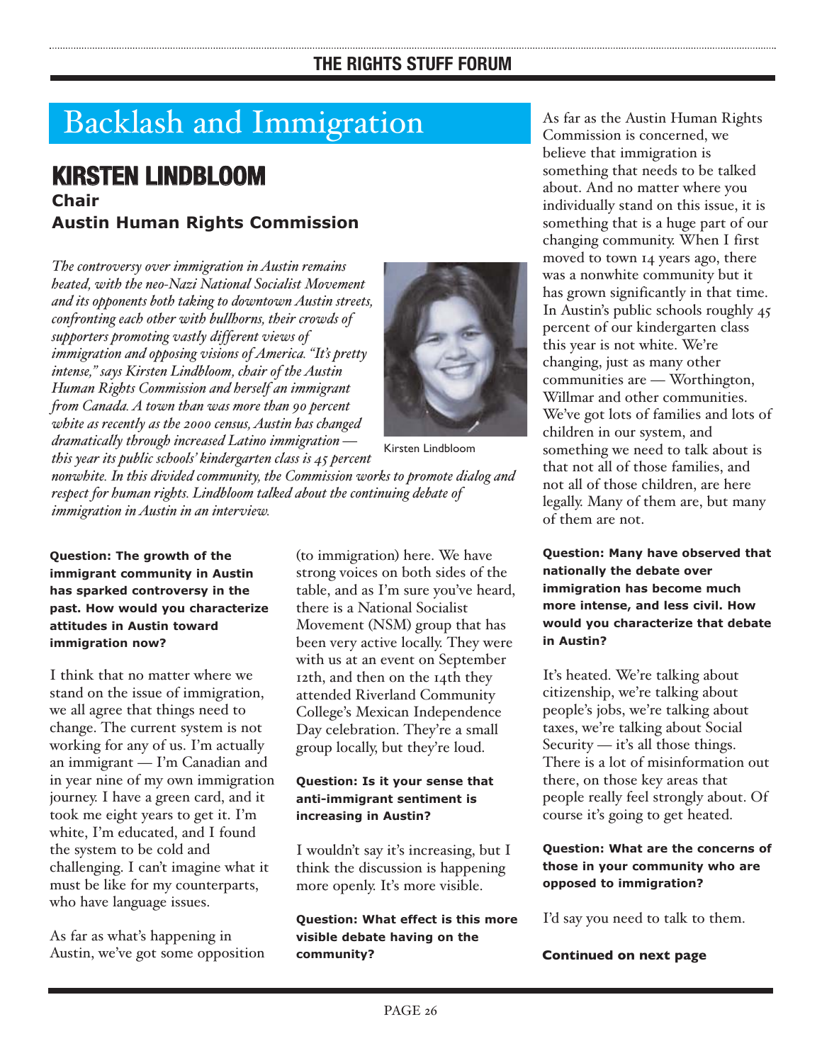## THE RIGHTS STUFF FORUM

# Backlash and Immigration

## KIRSTEN LINDBLOOM

**Chair**

**Austin Human Rights Commission**

*The controversy over immigration in Austin remains heated, with the neo-Nazi National Socialist Movement and its opponents both taking to downtown Austin streets, confronting each other with bullhorns, their crowds of supporters promoting vastly different views of immigration and opposing visions of America. "It's pretty intense," says Kirsten Lindbloom, chair of the Austin Human Rights Commission and herself an immigrant from Canada. A town than was more than 90 percent white as recently as the 2000 census, Austin has changed dramatically through increased Latino immigration — this year its public schools' kindergarten class is 45 percent nonwhite. In this divided community, the Commission works to promote dialog and respect for human rights. Lindbloom talked about the continuing debate of immigration in Austin in an interview.*

Kirsten Lindbloom

**Question: The growth of the immigrant community in Austin has sparked controversy in the past. How would you characterize attitudes in Austin toward immigration now?**

I think that no matter where we stand on the issue of immigration, we all agree that things need to change. The current system is not working for any of us. I'm actually an immigrant — I'm Canadian and in year nine of my own immigration journey. I have a green card, and it took me eight years to get it. I'm white, I'm educated, and I found the system to be cold and challenging. I can't imagine what it must be like for my counterparts, who have language issues.

As far as what's happening in Austin, we've got some opposition (to immigration) here. We have strong voices on both sides of the table, and as I'm sure you've heard, there is a National Socialist Movement (NSM) group that has been very active locally. They were with us at an event on September 12th, and then on the 14th they attended Riverland Community College's Mexican Independence Day celebration. They're a small group locally, but they're loud.

**Question: Is it your sense that anti-immigrant sentiment is increasing in Austin?**

I wouldn't say it's increasing, but I think the discussion is happening more openly. It's more visible.

**Question: What effect is this more visible debate having on the community?**

As far as the Austin Human Rights Commission is concerned, we believe that immigration is something that needs to be talked about. And no matter where you individually stand on this issue, it is something that is a huge part of our changing community. When I first moved to town 14 years ago, there was a nonwhite community but it has grown significantly in that time. In Austin's public schools roughly 45 percent of our kindergarten class this year is not white. We're changing, just as many other communities are — Worthington, Willmar and other communities. We've got lots of families and lots of children in our system, and something we need to talk about is that not all of those families, and not all of those children, are here legally. Many of them are, but many of them are not.

**Question: Many have observed that nationally the debate over immigration has become much more intense, and less civil. How would you characterize that debate in Austin?**

It's heated. We're talking about citizenship, we're talking about people's jobs, we're talking about taxes, we're talking about Social Security — it's all those things. There is a lot of misinformation out there, on those key areas that people really feel strongly about. Of course it's going to get heated.

**Question: What are the concerns of those in your community who are opposed to immigration?**

I'd say you need to talk to them.

**Continued on next page**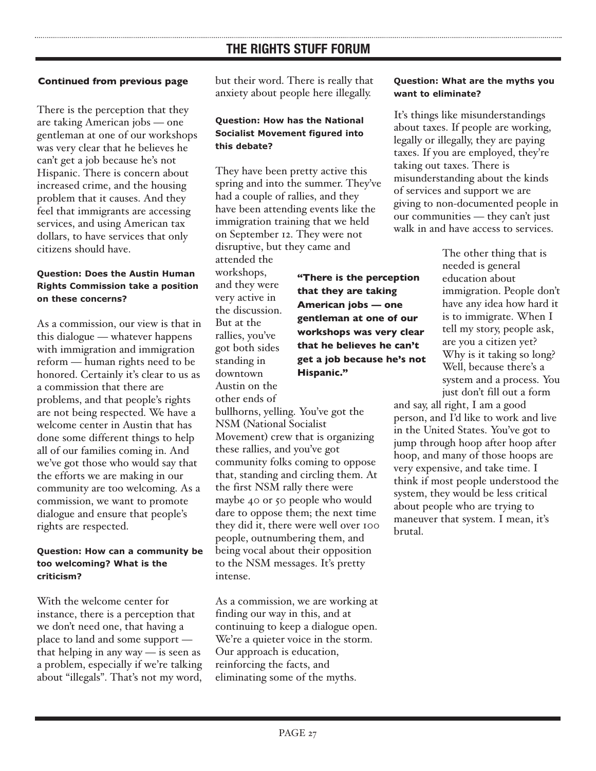**Continued from previous page**

There is the perception that they are taking American jobs — one gentleman at one of our workshops was very clear that he believes he can't get a job because he's not Hispanic. There is concern about increased crime, and the housing problem that it causes. And they feel that immigrants are accessing services, and using American tax dollars, to have services that only citizens should have.

**Question: Does the Austin Human Rights Commission take a position on these concerns?**

As a commission, our view is that in this dialogue — whatever happens with immigration and immigration reform — human rights need to be honored. Certainly it's clear to us as a commission that there are problems, and that people's rights are not being respected. We have a welcome center in Austin that has done some different things to help all of our families coming in. And we've got those who would say that the efforts we are making in our community are too welcoming. As a commission, we want to promote dialogue and ensure that people's rights are respected.

**Question: How can a community be too welcoming? What is the criticism?**

With the welcome center for instance, there is a perception that we don't need one, that having a place to land and some support — that helping in any way — is seen as a problem, especially if we're talking about "illegals". That's not my word, but their word. There is really that anxiety about people here illegally.

**Question: How has the National Socialist Movement figured into this debate?**

They have been pretty active this spring and into the summer. They've had a couple of rallies, and they have been attending events like the immigration training that we held on September 12. They were not disruptive, but they came and attended the workshops, and they were very active in the discussion. But at the rallies, you've got both sides standing in downtown Austin on the other ends of bullhorns, yelling. You've got the NSM (National Socialist Movement) crew that is organizing these rallies, and you've got community folks coming to oppose that, standing and circling them. At the first NSM rally there were maybe 40 or 50 people who would dare to oppose them; the next time they did it, there were well over 100 people, outnumbering them, and being vocal about their opposition to the NSM messages. It's pretty intense.

**"There is the perception that they are taking American jobs — one gentleman at one of our workshops was very clear that he believes he can't get a job because he's not Hispanic."**

As a commission, we are working at finding our way in this, and at continuing to keep a dialogue open. We're a quieter voice in the storm. Our approach is education, reinforcing the facts, and eliminating some of the myths.

**Question: What are the myths you want to eliminate?**

It's things like misunderstandings about taxes. If people are working, legally or illegally, they are paying taxes. If you are employed, they're taking out taxes. There is misunderstanding about the kinds of services and support we are giving to non-documented people in our communities — they can't just walk in and have access to services.

The other thing that is needed is general education about immigration. People don't have any idea how hard it is to immigrate. When I tell my story, people ask, are you a citizen yet? Why is it taking so long? Well, because there's a system and a process. You just don't fill out a form and say, all right, I am a good person, and I'd like to work and live in the United States. You've got to jump through hoop after hoop after hoop, and many of those hoops are very expensive, and take time. I think if most people understood the system, they would be less critical about people who are trying to maneuver that system. I mean, it's brutal.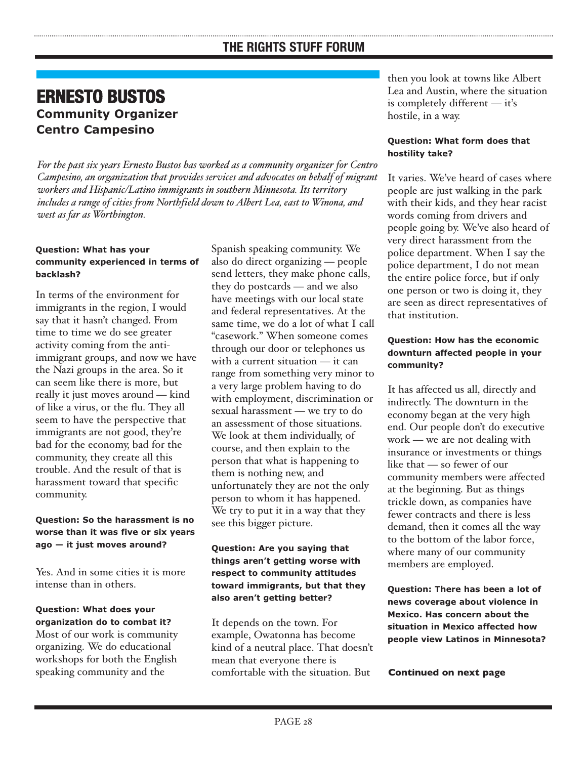# ERNESTO BUSTOS

**Community Organizer**
**Centro Campesino**

*For the past six years Ernesto Bustos has worked as a community organizer for Centro Campesino, an organization that provides services and advocates on behalf of migrant workers and Hispanic/Latino immigrants in southern Minnesota. Its territory includes a range of cities from Northfield down to Albert Lea, east to Winona, and west as far as Worthington.*

**Question: What has your community experienced in terms of backlash?**

In terms of the environment for immigrants in the region, I would say that it hasn't changed. From time to time we do see greater activity coming from the anti-immigrant groups, and now we have the Nazi groups in the area. So it can seem like there is more, but really it just moves around — kind of like a virus, or the flu. They all seem to have the perspective that immigrants are not good, they're bad for the economy, bad for the community, they create all this trouble. And the result of that is harassment toward that specific community.

**Question: So the harassment is no worse than it was five or six years ago — it just moves around?**

Yes. And in some cities it is more intense than in others.

**Question: What does your organization do to combat it?**

Most of our work is community organizing. We do educational workshops for both the English speaking community and the Spanish speaking community. We also do direct organizing — people send letters, they make phone calls, they do postcards — and we also have meetings with our local state and federal representatives. At the same time, we do a lot of what I call "casework." When someone comes through our door or telephones us with a current situation — it can range from something very minor to a very large problem having to do with employment, discrimination or sexual harassment — we try to do an assessment of those situations. We look at them individually, of course, and then explain to the person that what is happening to them is nothing new, and unfortunately they are not the only person to whom it has happened. We try to put it in a way that they see this bigger picture.

**Question: Are you saying that things aren't getting worse with respect to community attitudes toward immigrants, but that they also aren't getting better?**

It depends on the town. For example, Owatonna has become kind of a neutral place. That doesn't mean that everyone there is comfortable with the situation. But then you look at towns like Albert Lea and Austin, where the situation is completely different — it's hostile, in a way.

**Question: What form does that hostility take?**

It varies. We've heard of cases where people are just walking in the park with their kids, and they hear racist words coming from drivers and people going by. We've also heard of very direct harassment from the police department. When I say the police department, I do not mean the entire police force, but if only one person or two is doing it, they are seen as direct representatives of that institution.

**Question: How has the economic downturn affected people in your community?**

It has affected us all, directly and indirectly. The downturn in the economy began at the very high end. Our people don't do executive work — we are not dealing with insurance or investments or things like that — so fewer of our community members were affected at the beginning. But as things trickle down, as companies have fewer contracts and there is less demand, then it comes all the way to the bottom of the labor force, where many of our community members are employed.

**Question: There has been a lot of news coverage about violence in Mexico. Has concern about the situation in Mexico affected how people view Latinos in Minnesota?**

**Continued on next page**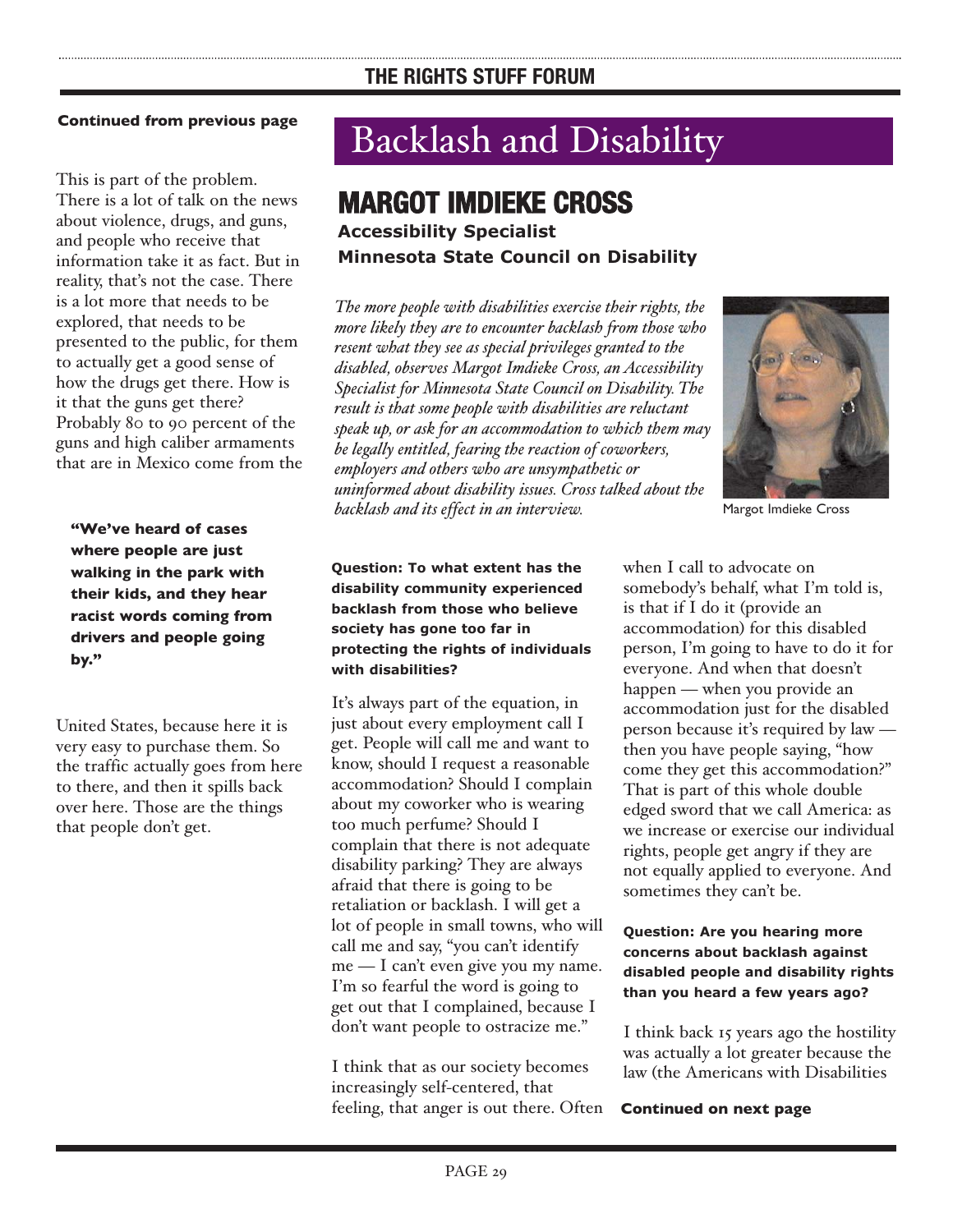**Continued from previous page**

This is part of the problem. There is a lot of talk on the news about violence, drugs, and guns, and people who receive that information take it as fact. But in reality, that's not the case. There is a lot more that needs to be explored, that needs to be presented to the public, for them to actually get a good sense of how the drugs get there. How is it that the guns get there? Probably 80 to 90 percent of the guns and high caliber armaments that are in Mexico come from the United States, because here it is very easy to purchase them. So the traffic actually goes from here to there, and then it spills back over here. Those are the things that people don't get.

> **"We've heard of cases where people are just walking in the park with their kids, and they hear racist words coming from drivers and people going by."**

# Backlash and Disability

## MARGOT IMDIEKE CROSS

**Accessibility Specialist**
**Minnesota State Council on Disability**

*The more people with disabilities exercise their rights, the more likely they are to encounter backlash from those who resent what they see as special privileges granted to the disabled, observes Margot Imdieke Cross, an Accessibility Specialist for Minnesota State Council on Disability. The result is that some people with disabilities are reluctant speak up, or ask for an accommodation to which them may be legally entitled, fearing the reaction of coworkers, employers and others who are unsympathetic or uninformed about disability issues. Cross talked about the backlash and its effect in an interview.*

Margot Imdieke Cross

**Question: To what extent has the disability community experienced backlash from those who believe society has gone too far in protecting the rights of individuals with disabilities?**

It's always part of the equation, in just about every employment call I get. People will call me and want to know, should I request a reasonable accommodation? Should I complain about my coworker who is wearing too much perfume? Should I complain that there is not adequate disability parking? They are always afraid that there is going to be retaliation or backlash. I will get a lot of people in small towns, who will call me and say, "you can't identify me — I can't even give you my name. I'm so fearful the word is going to get out that I complained, because I don't want people to ostracize me."

I think that as our society becomes increasingly self-centered, that feeling, that anger is out there. Often when I call to advocate on somebody's behalf, what I'm told is, is that if I do it (provide an accommodation) for this disabled person, I'm going to have to do it for everyone. And when that doesn't happen — when you provide an accommodation just for the disabled person because it's required by law — then you have people saying, "how come they get this accommodation?" That is part of this whole double edged sword that we call America: as we increase or exercise our individual rights, people get angry if they are not equally applied to everyone. And sometimes they can't be.

**Question: Are you hearing more concerns about backlash against disabled people and disability rights than you heard a few years ago?**

I think back 15 years ago the hostility was actually a lot greater because the law (the Americans with Disabilities

**Continued on next page**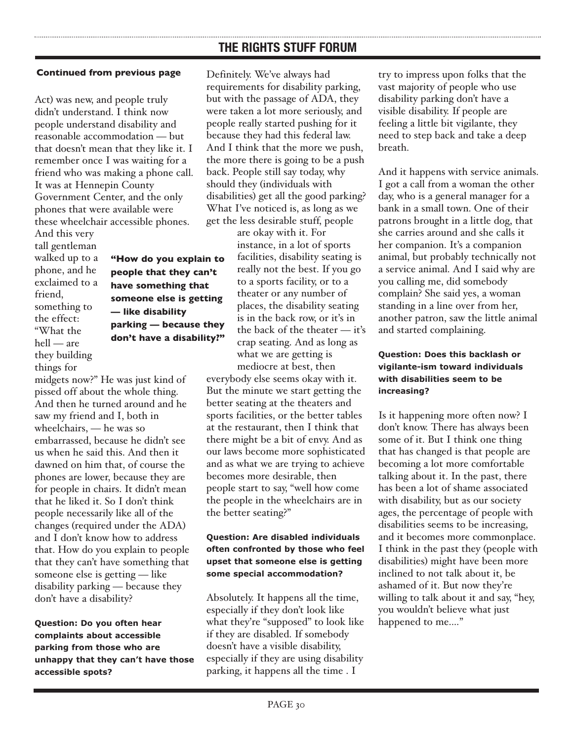**Continued from previous page**

Act) was new, and people truly didn't understand. I think now people understand disability and reasonable accommodation — but that doesn't mean that they like it. I remember once I was waiting for a friend who was making a phone call. It was at Hennepin County Government Center, and the only phones that were available were these wheelchair accessible phones. And this very tall gentleman walked up to a phone, and he exclaimed to a friend, something to the effect: "What the hell — are they building things for midgets now?" He was just kind of pissed off about the whole thing. And then he turned around and he saw my friend and I, both in wheelchairs, — he was so embarrassed, because he didn't see us when he said this. And then it dawned on him that, of course the phones are lower, because they are for people in chairs. It didn't mean that he liked it. So I don't think people necessarily like all of the changes (required under the ADA) and I don't know how to address that. How do you explain to people that they can't have something that someone else is getting — like disability parking — because they don't have a disability?

> **"How do you explain to people that they can't have something that someone else is getting — like disability parking — because they don't have a disability?"**

**Question: Do you often hear complaints about accessible parking from those who are unhappy that they can't have those accessible spots?**

Definitely. We've always had requirements for disability parking, but with the passage of ADA, they were taken a lot more seriously, and people really started pushing for it because they had this federal law. And I think that the more we push, the more there is going to be a push back. People still say today, why should they (individuals with disabilities) get all the good parking? What I've noticed is, as long as we get the less desirable stuff, people are okay with it. For instance, in a lot of sports facilities, disability seating is really not the best. If you go to a sports facility, or to a theater or any number of places, the disability seating is in the back row, or it's in the back of the theater — it's crap seating. And as long as what we are getting is mediocre at best, then everybody else seems okay with it. But the minute we start getting the better seating at the theaters and sports facilities, or the better tables at the restaurant, then I think that there might be a bit of envy. And as our laws become more sophisticated and as what we are trying to achieve becomes more desirable, then people start to say, "well how come the people in the wheelchairs are in the better seating?"

**Question: Are disabled individuals often confronted by those who feel upset that someone else is getting some special accommodation?**

Absolutely. It happens all the time, especially if they don't look like what they're "supposed" to look like if they are disabled. If somebody doesn't have a visible disability, especially if they are using disability parking, it happens all the time . I try to impress upon folks that the vast majority of people who use disability parking don't have a visible disability. If people are feeling a little bit vigilante, they need to step back and take a deep breath.

And it happens with service animals. I got a call from a woman the other day, who is a general manager for a bank in a small town. One of their patrons brought in a little dog, that she carries around and she calls it her companion. It's a companion animal, but probably technically not a service animal. And I said why are you calling me, did somebody complain? She said yes, a woman standing in a line over from her, another patron, saw the little animal and started complaining.

**Question: Does this backlash or vigilante-ism toward individuals with disabilities seem to be increasing?**

Is it happening more often now? I don't know. There has always been some of it. But I think one thing that has changed is that people are becoming a lot more comfortable talking about it. In the past, there has been a lot of shame associated with disability, but as our society ages, the percentage of people with disabilities seems to be increasing, and it becomes more commonplace. I think in the past they (people with disabilities) might have been more inclined to not talk about it, be ashamed of it. But now they're willing to talk about it and say, "hey, you wouldn't believe what just happened to me...."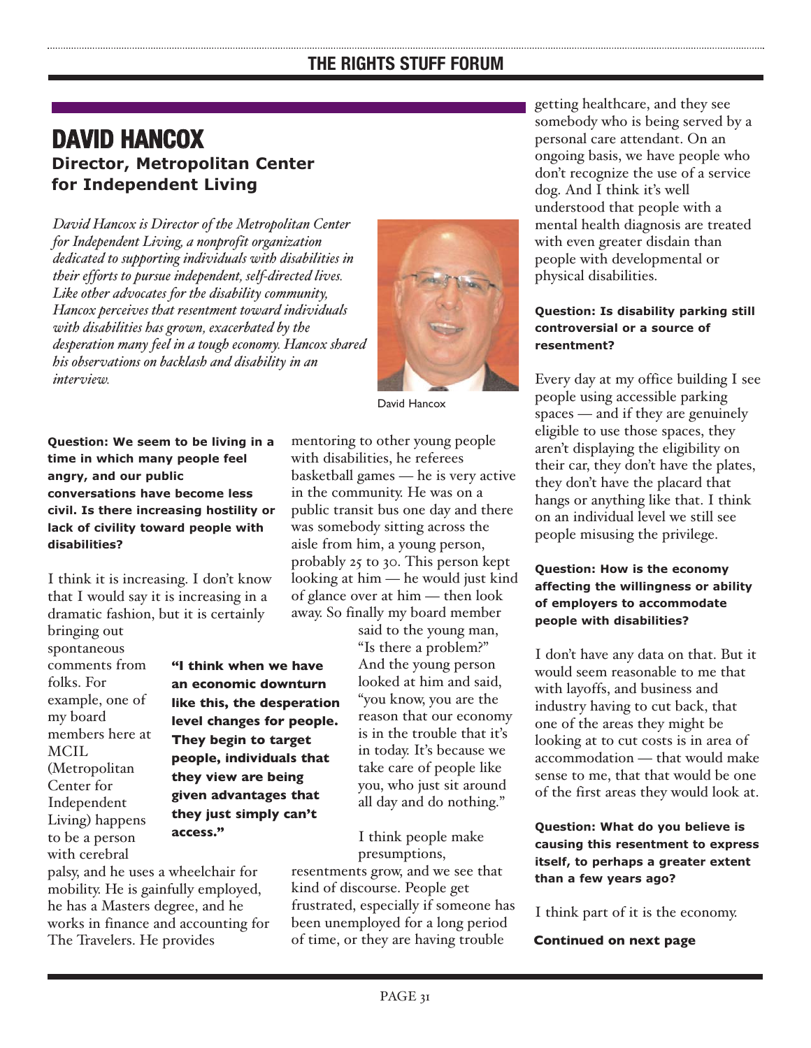## DAVID HANCOX

### Director, Metropolitan Center for Independent Living

*David Hancox is Director of the Metropolitan Center for Independent Living, a nonprofit organization dedicated to supporting individuals with disabilities in their efforts to pursue independent, self-directed lives. Like other advocates for the disability community, Hancox perceives that resentment toward individuals with disabilities has grown, exacerbated by the desperation many feel in a tough economy. Hancox shared his observations on backlash and disability in an interview.*

David Hancox

**Question: We seem to be living in a time in which many people feel angry, and our public conversations have become less civil. Is there increasing hostility or lack of civility toward people with disabilities?**

I think it is increasing. I don't know that I would say it is increasing in a dramatic fashion, but it is certainly bringing out spontaneous comments from folks. For example, one of my board members here at MCIL (Metropolitan Center for Independent Living) happens to be a person with cerebral palsy, and he uses a wheelchair for mobility. He is gainfully employed, he has a Masters degree, and he works in finance and accounting for The Travelers. He provides mentoring to other young people with disabilities, he referees basketball games — he is very active in the community. He was on a public transit bus one day and there was somebody sitting across the aisle from him, a young person, probably 25 to 30. This person kept looking at him — he would just kind of glance over at him — then look away. So finally my board member said to the young man, "Is there a problem?" And the young person looked at him and said, "you know, you are the reason that our economy is in the trouble that it's in today. It's because we take care of people like you, who just sit around all day and do nothing."

**"I think when we have an economic downturn like this, the desperation level changes for people. They begin to target people, individuals that they view are being given advantages that they just simply can't access."**

I think people make presumptions, resentments grow, and we see that kind of discourse. People get frustrated, especially if someone has been unemployed for a long period of time, or they are having trouble getting healthcare, and they see somebody who is being served by a personal care attendant. On an ongoing basis, we have people who don't recognize the use of a service dog. And I think it's well understood that people with a mental health diagnosis are treated with even greater disdain than people with developmental or physical disabilities.

**Question: Is disability parking still controversial or a source of resentment?**

Every day at my office building I see people using accessible parking spaces — and if they are genuinely eligible to use those spaces, they aren't displaying the eligibility on their car, they don't have the plates, they don't have the placard that hangs or anything like that. I think on an individual level we still see people misusing the privilege.

**Question: How is the economy affecting the willingness or ability of employers to accommodate people with disabilities?**

I don't have any data on that. But it would seem reasonable to me that with layoffs, and business and industry having to cut back, that one of the areas they might be looking at to cut costs is in area of accommodation — that would make sense to me, that that would be one of the first areas they would look at.

**Question: What do you believe is causing this resentment to express itself, to perhaps a greater extent than a few years ago?**

I think part of it is the economy.

**Continued on next page**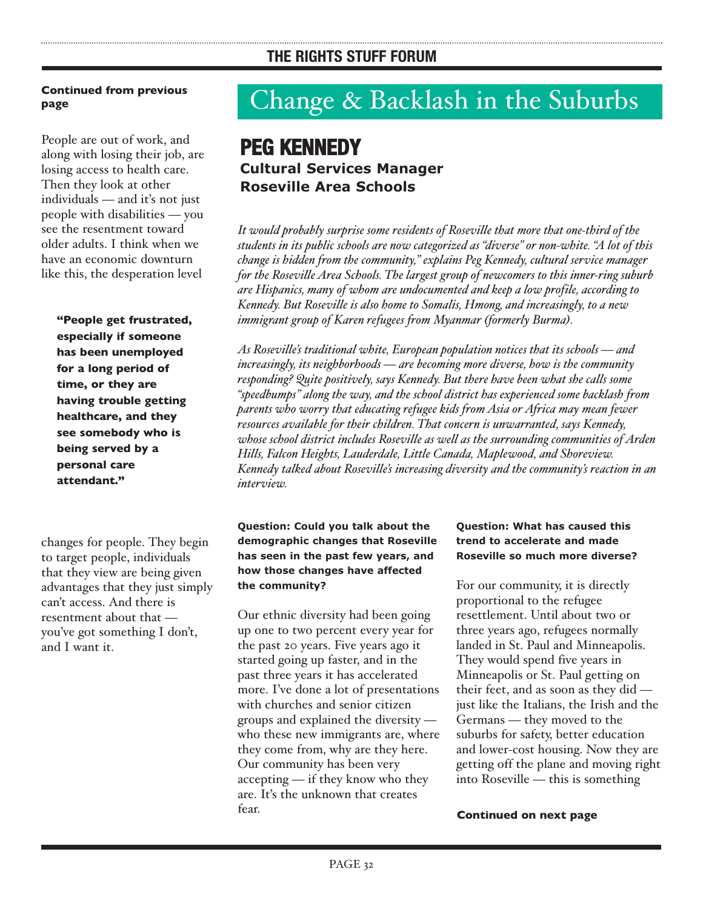**Continued from previous page**

People are out of work, and along with losing their job, are losing access to health care. Then they look at other individuals — and it's not just people with disabilities — you see the resentment toward older adults. I think when we have an economic downturn like this, the desperation level changes for people. They begin to target people, individuals that they view are being given advantages that they just simply can't access. And there is resentment about that — you've got something I don't, and I want it.

> **"People get frustrated, especially if someone has been unemployed for a long period of time, or they are having trouble getting healthcare, and they see somebody who is being served by a personal care attendant."**

# Change & Backlash in the Suburbs

## PEG KENNEDY

**Cultural Services Manager**
**Roseville Area Schools**

*It would probably surprise some residents of Roseville that more that one-third of the students in its public schools are now categorized as "diverse" or non-white. "A lot of this change is hidden from the community," explains Peg Kennedy, cultural service manager for the Roseville Area Schools. The largest group of newcomers to this inner-ring suburb are Hispanics, many of whom are undocumented and keep a low profile, according to Kennedy. But Roseville is also home to Somalis, Hmong, and increasingly, to a new immigrant group of Karen refugees from Myanmar (formerly Burma).*

*As Roseville's traditional white, European population notices that its schools — and increasingly, its neighborhoods — are becoming more diverse, how is the community responding? Quite positively, says Kennedy. But there have been what she calls some "speedbumps" along the way, and the school district has experienced some backlash from parents who worry that educating refugee kids from Asia or Africa may mean fewer resources available for their children. That concern is unwarranted, says Kennedy, whose school district includes Roseville as well as the surrounding communities of Arden Hills, Falcon Heights, Lauderdale, Little Canada, Maplewood, and Shoreview. Kennedy talked about Roseville's increasing diversity and the community's reaction in an interview.*

**Question: Could you talk about the demographic changes that Roseville has seen in the past few years, and how those changes have affected the community?**

Our ethnic diversity had been going up one to two percent every year for the past 20 years. Five years ago it started going up faster, and in the past three years it has accelerated more. I've done a lot of presentations with churches and senior citizen groups and explained the diversity — who these new immigrants are, where they come from, why are they here. Our community has been very accepting — if they know who they are. It's the unknown that creates fear.

**Question: What has caused this trend to accelerate and made Roseville so much more diverse?**

For our community, it is directly proportional to the refugee resettlement. Until about two or three years ago, refugees normally landed in St. Paul and Minneapolis. They would spend five years in Minneapolis or St. Paul getting on their feet, and as soon as they did — just like the Italians, the Irish and the Germans — they moved to the suburbs for safety, better education and lower-cost housing. Now they are getting off the plane and moving right into Roseville — this is something

**Continued on next page**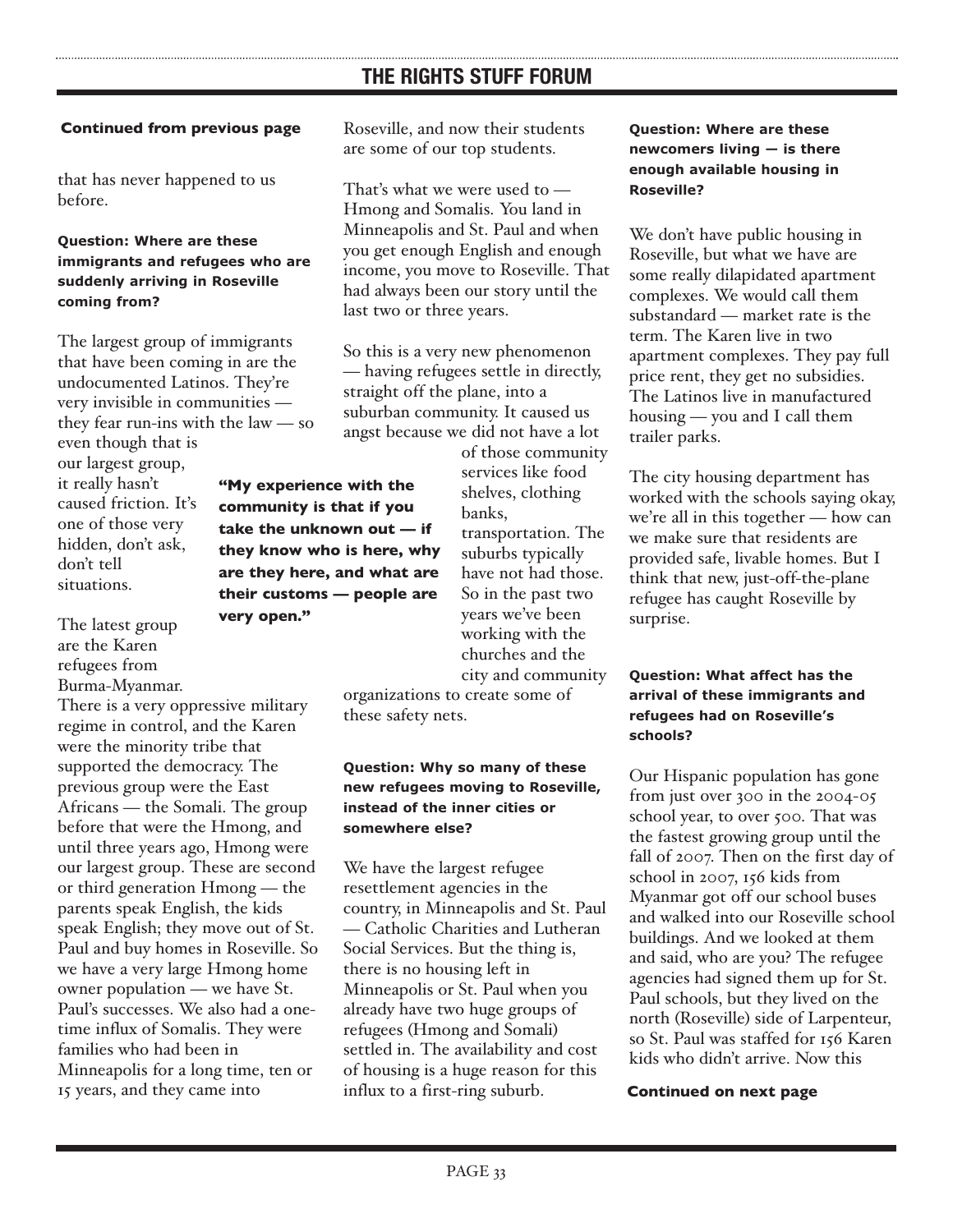**Continued from previous page**

that has never happened to us before.

**Question: Where are these immigrants and refugees who are suddenly arriving in Roseville coming from?**

The largest group of immigrants that have been coming in are the undocumented Latinos. They're very invisible in communities — they fear run-ins with the law — so even though that is our largest group, it really hasn't caused friction. It's one of those very hidden, don't ask, don't tell situations.

The latest group are the Karen refugees from Burma-Myanmar. There is a very oppressive military regime in control, and the Karen were the minority tribe that supported the democracy. The previous group were the East Africans — the Somali. The group before that were the Hmong, and until three years ago, Hmong were our largest group. These are second or third generation Hmong — the parents speak English, the kids speak English; they move out of St. Paul and buy homes in Roseville. So we have a very large Hmong home owner population — we have St. Paul's successes. We also had a one-time influx of Somalis. They were families who had been in Minneapolis for a long time, ten or 15 years, and they came into Roseville, and now their students are some of our top students.

That's what we were used to — Hmong and Somalis. You land in Minneapolis and St. Paul and when you get enough English and enough income, you move to Roseville. That had always been our story until the last two or three years.

So this is a very new phenomenon — having refugees settle in directly, straight off the plane, into a suburban community. It caused us angst because we did not have a lot of those community services like food shelves, clothing banks, transportation. The suburbs typically have not had those. So in the past two years we've been working with the churches and the city and community organizations to create some of these safety nets.

**"My experience with the community is that if you take the unknown out — if they know who is here, why are they here, and what are their customs — people are very open."**

**Question: Why so many of these new refugees moving to Roseville, instead of the inner cities or somewhere else?**

We have the largest refugee resettlement agencies in the country, in Minneapolis and St. Paul — Catholic Charities and Lutheran Social Services. But the thing is, there is no housing left in Minneapolis or St. Paul when you already have two huge groups of refugees (Hmong and Somali) settled in. The availability and cost of housing is a huge reason for this influx to a first-ring suburb.

**Question: Where are these newcomers living — is there enough available housing in Roseville?**

We don't have public housing in Roseville, but what we have are some really dilapidated apartment complexes. We would call them substandard — market rate is the term. The Karen live in two apartment complexes. They pay full price rent, they get no subsidies. The Latinos live in manufactured housing — you and I call them trailer parks.

The city housing department has worked with the schools saying okay, we're all in this together — how can we make sure that residents are provided safe, livable homes. But I think that new, just-off-the-plane refugee has caught Roseville by surprise.

**Question: What affect has the arrival of these immigrants and refugees had on Roseville's schools?**

Our Hispanic population has gone from just over 300 in the 2004-05 school year, to over 500. That was the fastest growing group until the fall of 2007. Then on the first day of school in 2007, 156 kids from Myanmar got off our school buses and walked into our Roseville school buildings. And we looked at them and said, who are you? The refugee agencies had signed them up for St. Paul schools, but they lived on the north (Roseville) side of Larpenteur, so St. Paul was staffed for 156 Karen kids who didn't arrive. Now this

**Continued on next page**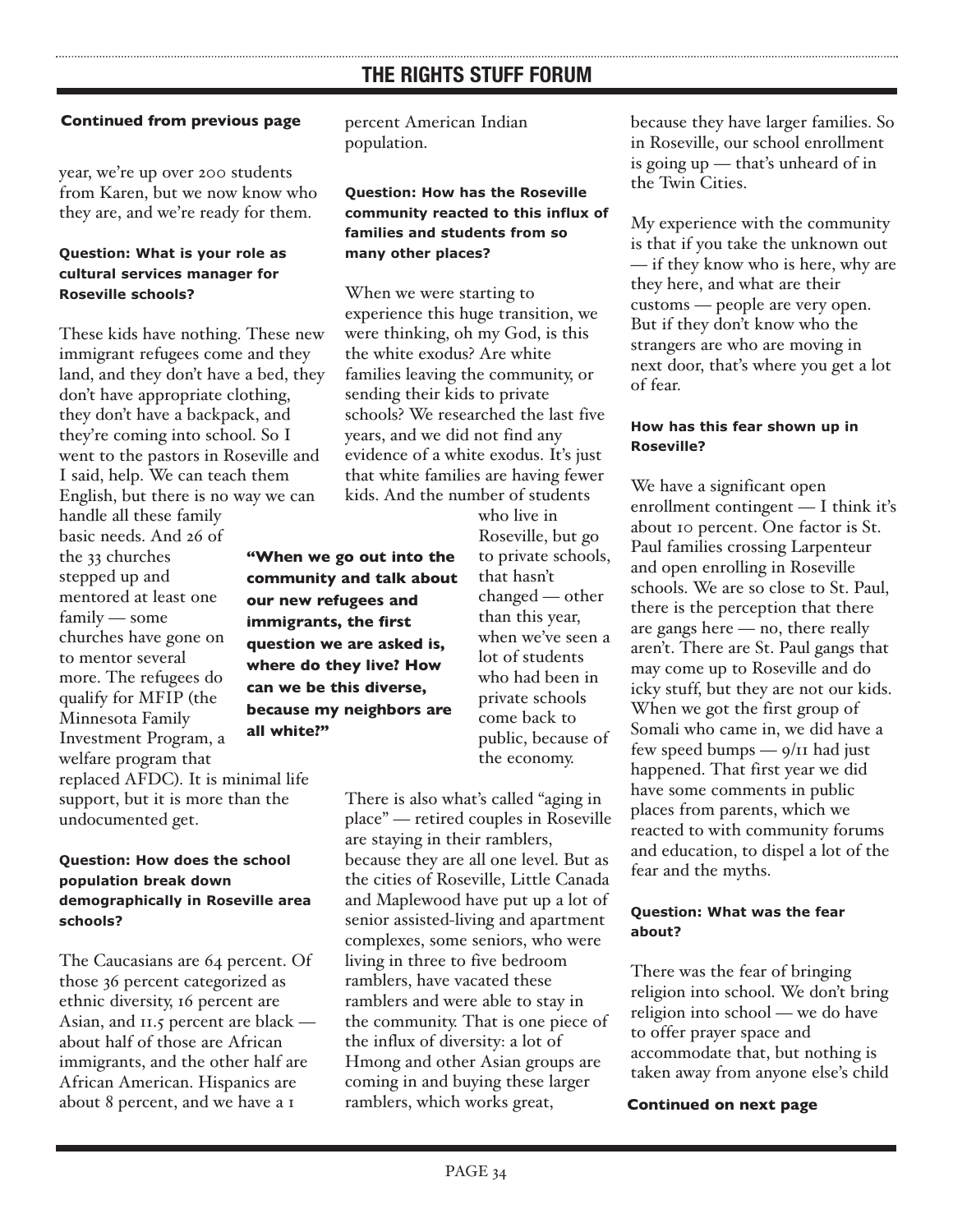**Continued from previous page**

year, we're up over 200 students from Karen, but we now know who they are, and we're ready for them.

**Question: What is your role as cultural services manager for Roseville schools?**

These kids have nothing. These new immigrant refugees come and they land, and they don't have a bed, they don't have appropriate clothing, they don't have a backpack, and they're coming into school. So I went to the pastors in Roseville and I said, help. We can teach them English, but there is no way we can handle all these family basic needs. And 26 of the 33 churches stepped up and mentored at least one family — some churches have gone on to mentor several more. The refugees do qualify for MFIP (the Minnesota Family Investment Program, a welfare program that replaced AFDC). It is minimal life support, but it is more than the undocumented get.

**Question: How does the school population break down demographically in Roseville area schools?**

The Caucasians are 64 percent. Of those 36 percent categorized as ethnic diversity, 16 percent are Asian, and 11.5 percent are black — about half of those are African immigrants, and the other half are African American. Hispanics are about 8 percent, and we have a 1 percent American Indian population.

**Question: How has the Roseville community reacted to this influx of families and students from so many other places?**

When we were starting to experience this huge transition, we were thinking, oh my God, is this the white exodus? Are white families leaving the community, or sending their kids to private schools? We researched the last five years, and we did not find any evidence of a white exodus. It's just that white families are having fewer kids. And the number of students who live in Roseville, but go to private schools, that hasn't changed — other than this year, when we've seen a lot of students who had been in private schools come back to public, because of the economy.

> **"When we go out into the community and talk about our new refugees and immigrants, the first question we are asked is, where do they live? How can we be this diverse, because my neighbors are all white?"**

There is also what's called "aging in place" — retired couples in Roseville are staying in their ramblers, because they are all one level. But as the cities of Roseville, Little Canada and Maplewood have put up a lot of senior assisted-living and apartment complexes, some seniors, who were living in three to five bedroom ramblers, have vacated these ramblers and were able to stay in the community. That is one piece of the influx of diversity: a lot of Hmong and other Asian groups are coming in and buying these larger ramblers, which works great, because they have larger families. So in Roseville, our school enrollment is going up — that's unheard of in the Twin Cities.

My experience with the community is that if you take the unknown out — if they know who is here, why are they here, and what are their customs — people are very open. But if they don't know who the strangers are who are moving in next door, that's where you get a lot of fear.

**How has this fear shown up in Roseville?**

We have a significant open enrollment contingent — I think it's about 10 percent. One factor is St. Paul families crossing Larpenteur and open enrolling in Roseville schools. We are so close to St. Paul, there is the perception that there are gangs here — no, there really aren't. There are St. Paul gangs that may come up to Roseville and do icky stuff, but they are not our kids. When we got the first group of Somali who came in, we did have a few speed bumps — 9/11 had just happened. That first year we did have some comments in public places from parents, which we reacted to with community forums and education, to dispel a lot of the fear and the myths.

**Question: What was the fear about?**

There was the fear of bringing religion into school. We don't bring religion into school — we do have to offer prayer space and accommodate that, but nothing is taken away from anyone else's child

**Continued on next page**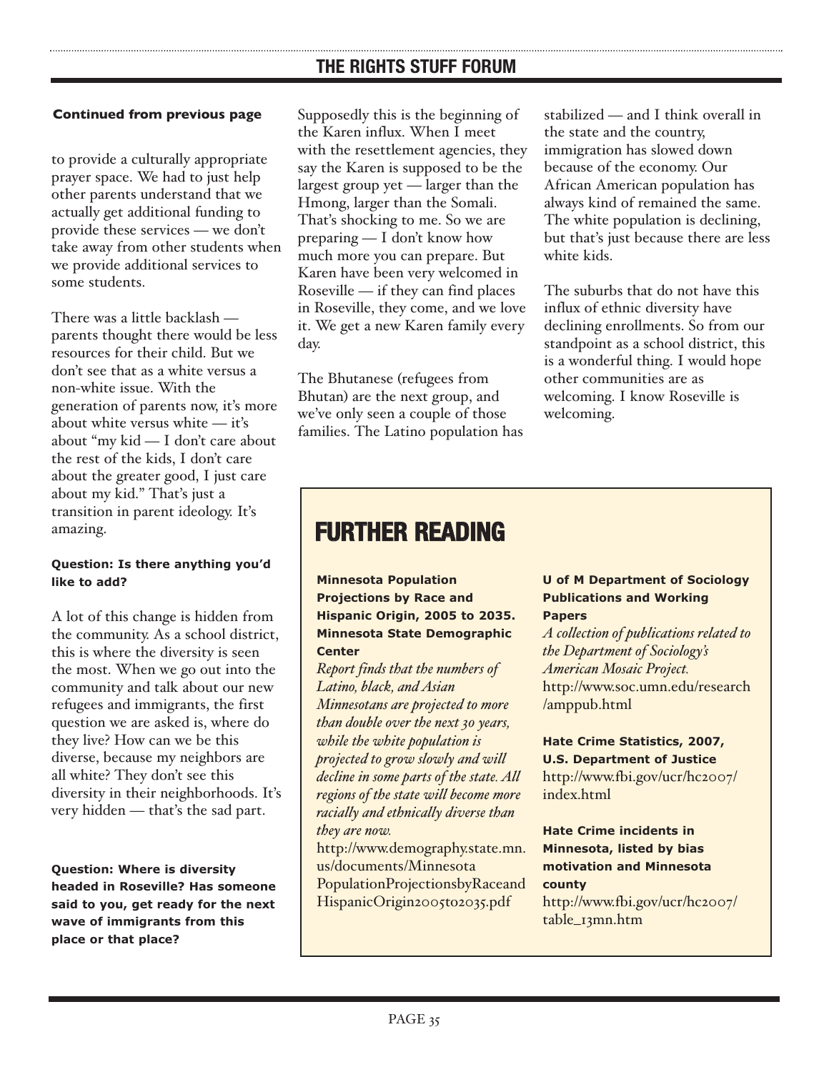**Continued from previous page**

to provide a culturally appropriate prayer space. We had to just help other parents understand that we actually get additional funding to provide these services — we don't take away from other students when we provide additional services to some students.

There was a little backlash — parents thought there would be less resources for their child. But we don't see that as a white versus a non-white issue. With the generation of parents now, it's more about white versus white — it's about "my kid — I don't care about the rest of the kids, I don't care about the greater good, I just care about my kid." That's just a transition in parent ideology. It's amazing.

**Question: Is there anything you'd like to add?**

A lot of this change is hidden from the community. As a school district, this is where the diversity is seen the most. When we go out into the community and talk about our new refugees and immigrants, the first question we are asked is, where do they live? How can we be this diverse, because my neighbors are all white? They don't see this diversity in their neighborhoods. It's very hidden — that's the sad part.

**Question: Where is diversity headed in Roseville? Has someone said to you, get ready for the next wave of immigrants from this place or that place?**

Supposedly this is the beginning of the Karen influx. When I meet with the resettlement agencies, they say the Karen is supposed to be the largest group yet — larger than the Hmong, larger than the Somali. That's shocking to me. So we are preparing — I don't know how much more you can prepare. But Karen have been very welcomed in Roseville — if they can find places in Roseville, they come, and we love it. We get a new Karen family every day.

The Bhutanese (refugees from Bhutan) are the next group, and we've only seen a couple of those families. The Latino population has stabilized — and I think overall in the state and the country, immigration has slowed down because of the economy. Our African American population has always kind of remained the same. The white population is declining, but that's just because there are less white kids.

The suburbs that do not have this influx of ethnic diversity have declining enrollments. So from our standpoint as a school district, this is a wonderful thing. I would hope other communities are as welcoming. I know Roseville is welcoming.

## FURTHER READING

**Minnesota Population Projections by Race and Hispanic Origin, 2005 to 2035. Minnesota State Demographic Center**
*Report finds that the numbers of Latino, black, and Asian Minnesotans are projected to more than double over the next 30 years, while the white population is projected to grow slowly and will decline in some parts of the state. All regions of the state will become more racially and ethnically diverse than they are now.*
http://www.demography.state.mn.us/documents/MinnesotaPopulationProjectionsbyRaceandHispanicOrigin2005to2035.pdf

**U of M Department of Sociology Publications and Working Papers**
*A collection of publications related to the Department of Sociology's American Mosaic Project.*
http://www.soc.umn.edu/research/amppub.html

**Hate Crime Statistics, 2007, U.S. Department of Justice**
http://www.fbi.gov/ucr/hc2007/index.html

**Hate Crime incidents in Minnesota, listed by bias motivation and Minnesota county**
http://www.fbi.gov/ucr/hc2007/table_13mn.htm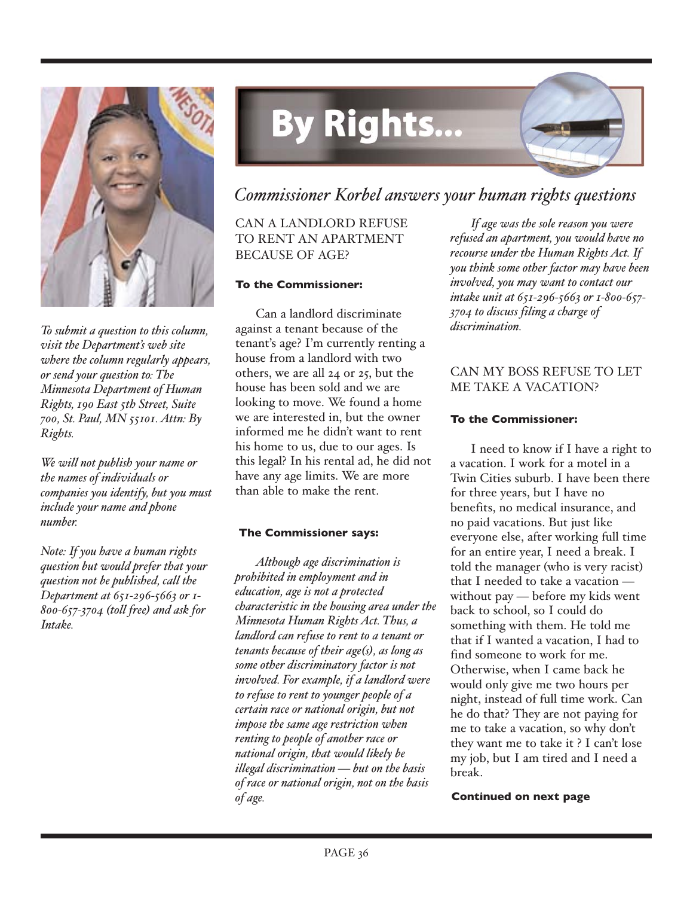# By Rights...

*Commissioner Korbel answers your human rights questions*

*To submit a question to this column, visit the Department's web site where the column regularly appears, or send your question to: The Minnesota Department of Human Rights, 190 East 5th Street, Suite 700, St. Paul, MN 55101. Attn: By Rights.*

*We will not publish your name or the names of individuals or companies you identify, but you must include your name and phone number.*

*Note: If you have a human rights question but would prefer that your question not be published, call the Department at 651-296-5663 or 1-800-657-3704 (toll free) and ask for Intake.*

## CAN A LANDLORD REFUSE TO RENT AN APARTMENT BECAUSE OF AGE?

**To the Commissioner:**

Can a landlord discriminate against a tenant because of the tenant's age? I'm currently renting a house from a landlord with two others, we are all 24 or 25, but the house has been sold and we are looking to move. We found a home we are interested in, but the owner informed me he didn't want to rent his home to us, due to our ages. Is this legal? In his rental ad, he did not have any age limits. We are more than able to make the rent.

**The Commissioner says:**

*Although age discrimination is prohibited in employment and in education, age is not a protected characteristic in the housing area under the Minnesota Human Rights Act. Thus, a landlord can refuse to rent to a tenant or tenants because of their age(s), as long as some other discriminatory factor is not involved. For example, if a landlord were to refuse to rent to younger people of a certain race or national origin, but not impose the same age restriction when renting to people of another race or national origin, that would likely be illegal discrimination — but on the basis of race or national origin, not on the basis of age.*

*If age was the sole reason you were refused an apartment, you would have no recourse under the Human Rights Act. If you think some other factor may have been involved, you may want to contact our intake unit at 651-296-5663 or 1-800-657-3704 to discuss filing a charge of discrimination.*

## CAN MY BOSS REFUSE TO LET ME TAKE A VACATION?

**To the Commissioner:**

I need to know if I have a right to a vacation. I work for a motel in a Twin Cities suburb. I have been there for three years, but I have no benefits, no medical insurance, and no paid vacations. But just like everyone else, after working full time for an entire year, I need a break. I told the manager (who is very racist) that I needed to take a vacation — without pay — before my kids went back to school, so I could do something with them. He told me that if I wanted a vacation, I had to find someone to work for me. Otherwise, when I came back he would only give me two hours per night, instead of full time work. Can he do that? They are not paying for me to take a vacation, so why don't they want me to take it ? I can't lose my job, but I am tired and I need a break.

**Continued on next page**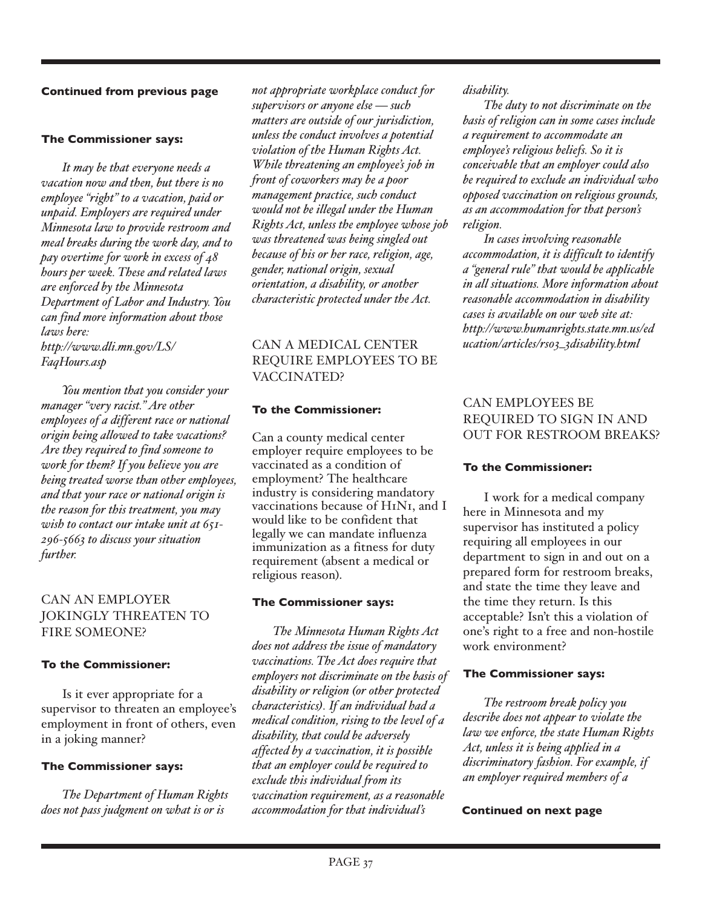**Continued from previous page**

**The Commissioner says:**

*It may be that everyone needs a vacation now and then, but there is no employee "right" to a vacation, paid or unpaid. Employers are required under Minnesota law to provide restroom and meal breaks during the work day, and to pay overtime for work in excess of 48 hours per week. These and related laws are enforced by the Minnesota Department of Labor and Industry. You can find more information about those laws here: http://www.dli.mn.gov/LS/FaqHours.asp*

*You mention that you consider your manager "very racist." Are other employees of a different race or national origin being allowed to take vacations? Are they required to find someone to work for them? If you believe you are being treated worse than other employees, and that your race or national origin is the reason for this treatment, you may wish to contact our intake unit at 651-296-5663 to discuss your situation further.*

## CAN AN EMPLOYER JOKINGLY THREATEN TO FIRE SOMEONE?

**To the Commissioner:**

Is it ever appropriate for a supervisor to threaten an employee's employment in front of others, even in a joking manner?

**The Commissioner says:**

*The Department of Human Rights does not pass judgment on what is or is not appropriate workplace conduct for supervisors or anyone else — such matters are outside of our jurisdiction, unless the conduct involves a potential violation of the Human Rights Act. While threatening an employee's job in front of coworkers may be a poor management practice, such conduct would not be illegal under the Human Rights Act, unless the employee whose job was threatened was being singled out because of his or her race, religion, age, gender, national origin, sexual orientation, a disability, or another characteristic protected under the Act.*

## CAN A MEDICAL CENTER REQUIRE EMPLOYEES TO BE VACCINATED?

**To the Commissioner:**

Can a county medical center employer require employees to be vaccinated as a condition of employment? The healthcare industry is considering mandatory vaccinations because of H1N1, and I would like to be confident that legally we can mandate influenza immunization as a fitness for duty requirement (absent a medical or religious reason).

**The Commissioner says:**

*The Minnesota Human Rights Act does not address the issue of mandatory vaccinations. The Act does require that employers not discriminate on the basis of disability or religion (or other protected characteristics). If an individual had a medical condition, rising to the level of a disability, that could be adversely affected by a vaccination, it is possible that an employer could be required to exclude this individual from its vaccination requirement, as a reasonable accommodation for that individual's disability.*

*The duty to not discriminate on the basis of religion can in some cases include a requirement to accommodate an employee's religious beliefs. So it is conceivable that an employer could also be required to exclude an individual who opposed vaccination on religious grounds, as an accommodation for that person's religion.*

*In cases involving reasonable accommodation, it is difficult to identify a "general rule" that would be applicable in all situations. More information about reasonable accommodation in disability cases is available on our web site at: http://www.humanrights.state.mn.us/education/articles/rs03_3disability.html*

## CAN EMPLOYEES BE REQUIRED TO SIGN IN AND OUT FOR RESTROOM BREAKS?

**To the Commissioner:**

I work for a medical company here in Minnesota and my supervisor has instituted a policy requiring all employees in our department to sign in and out on a prepared form for restroom breaks, and state the time they leave and the time they return. Is this acceptable? Isn't this a violation of one's right to a free and non-hostile work environment?

**The Commissioner says:**

*The restroom break policy you describe does not appear to violate the law we enforce, the state Human Rights Act, unless it is being applied in a discriminatory fashion. For example, if an employer required members of a*

**Continued on next page**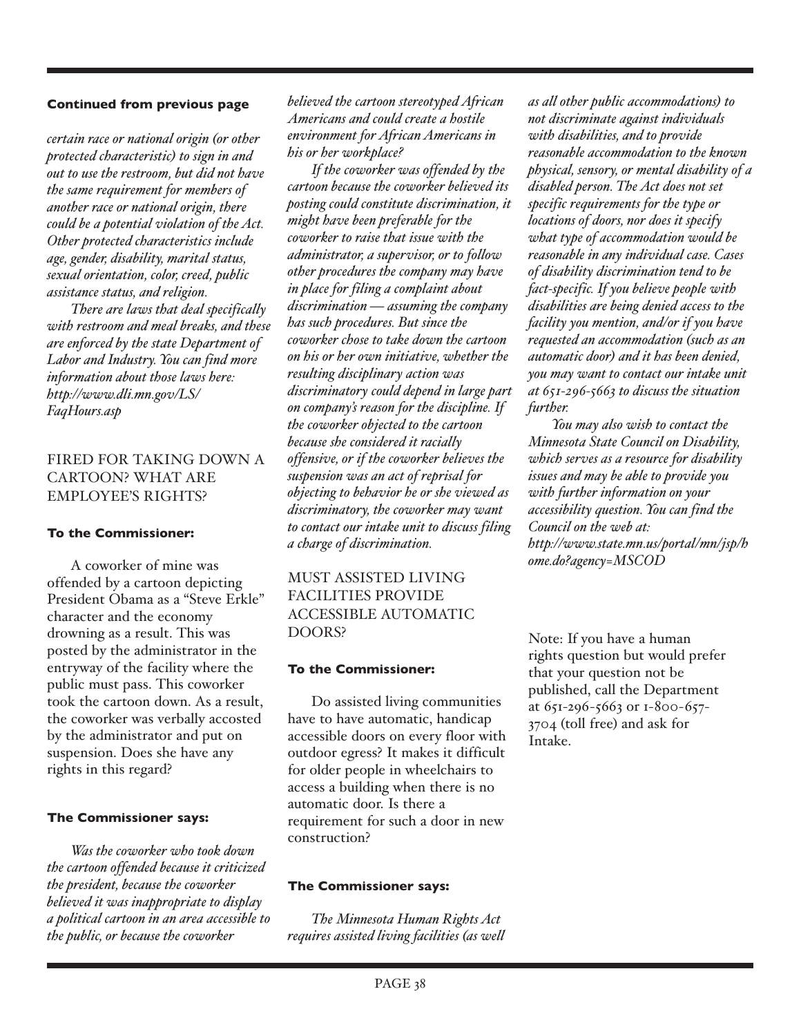**Continued from previous page**

*certain race or national origin (or other protected characteristic) to sign in and out to use the restroom, but did not have the same requirement for members of another race or national origin, there could be a potential violation of the Act. Other protected characteristics include age, gender, disability, marital status, sexual orientation, color, creed, public assistance status, and religion.*

*There are laws that deal specifically with restroom and meal breaks, and these are enforced by the state Department of Labor and Industry. You can find more information about those laws here: http://www.dli.mn.gov/LS/FaqHours.asp*

## FIRED FOR TAKING DOWN A CARTOON? WHAT ARE EMPLOYEE'S RIGHTS?

**To the Commissioner:**

A coworker of mine was offended by a cartoon depicting President Obama as a "Steve Erkle" character and the economy drowning as a result. This was posted by the administrator in the entryway of the facility where the public must pass. This coworker took the cartoon down. As a result, the coworker was verbally accosted by the administrator and put on suspension. Does she have any rights in this regard?

**The Commissioner says:**

*Was the coworker who took down the cartoon offended because it criticized the president, because the coworker believed it was inappropriate to display a political cartoon in an area accessible to the public, or because the coworker believed the cartoon stereotyped African Americans and could create a hostile environment for African Americans in his or her workplace?*

*If the coworker was offended by the cartoon because the coworker believed its posting could constitute discrimination, it might have been preferable for the coworker to raise that issue with the administrator, a supervisor, or to follow other procedures the company may have in place for filing a complaint about discrimination — assuming the company has such procedures. But since the coworker chose to take down the cartoon on his or her own initiative, whether the resulting disciplinary action was discriminatory could depend in large part on company's reason for the discipline. If the coworker objected to the cartoon because she considered it racially offensive, or if the coworker believes the suspension was an act of reprisal for objecting to behavior he or she viewed as discriminatory, the coworker may want to contact our intake unit to discuss filing a charge of discrimination.*

## MUST ASSISTED LIVING FACILITIES PROVIDE ACCESSIBLE AUTOMATIC DOORS?

**To the Commissioner:**

Do assisted living communities have to have automatic, handicap accessible doors on every floor with outdoor egress? It makes it difficult for older people in wheelchairs to access a building when there is no automatic door. Is there a requirement for such a door in new construction?

**The Commissioner says:**

*The Minnesota Human Rights Act requires assisted living facilities (as well as all other public accommodations) to not discriminate against individuals with disabilities, and to provide reasonable accommodation to the known physical, sensory, or mental disability of a disabled person. The Act does not set specific requirements for the type or locations of doors, nor does it specify what type of accommodation would be reasonable in any individual case. Cases of disability discrimination tend to be fact-specific. If you believe people with disabilities are being denied access to the facility you mention, and/or if you have requested an accommodation (such as an automatic door) and it has been denied, you may want to contact our intake unit at 651-296-5663 to discuss the situation further.*

*You may also wish to contact the Minnesota State Council on Disability, which serves as a resource for disability issues and may be able to provide you with further information on your accessibility question. You can find the Council on the web at: http://www.state.mn.us/portal/mn/jsp/home.do?agency=MSCOD*

Note: If you have a human rights question but would prefer that your question not be published, call the Department at 651-296-5663 or 1-800-657-3704 (toll free) and ask for Intake.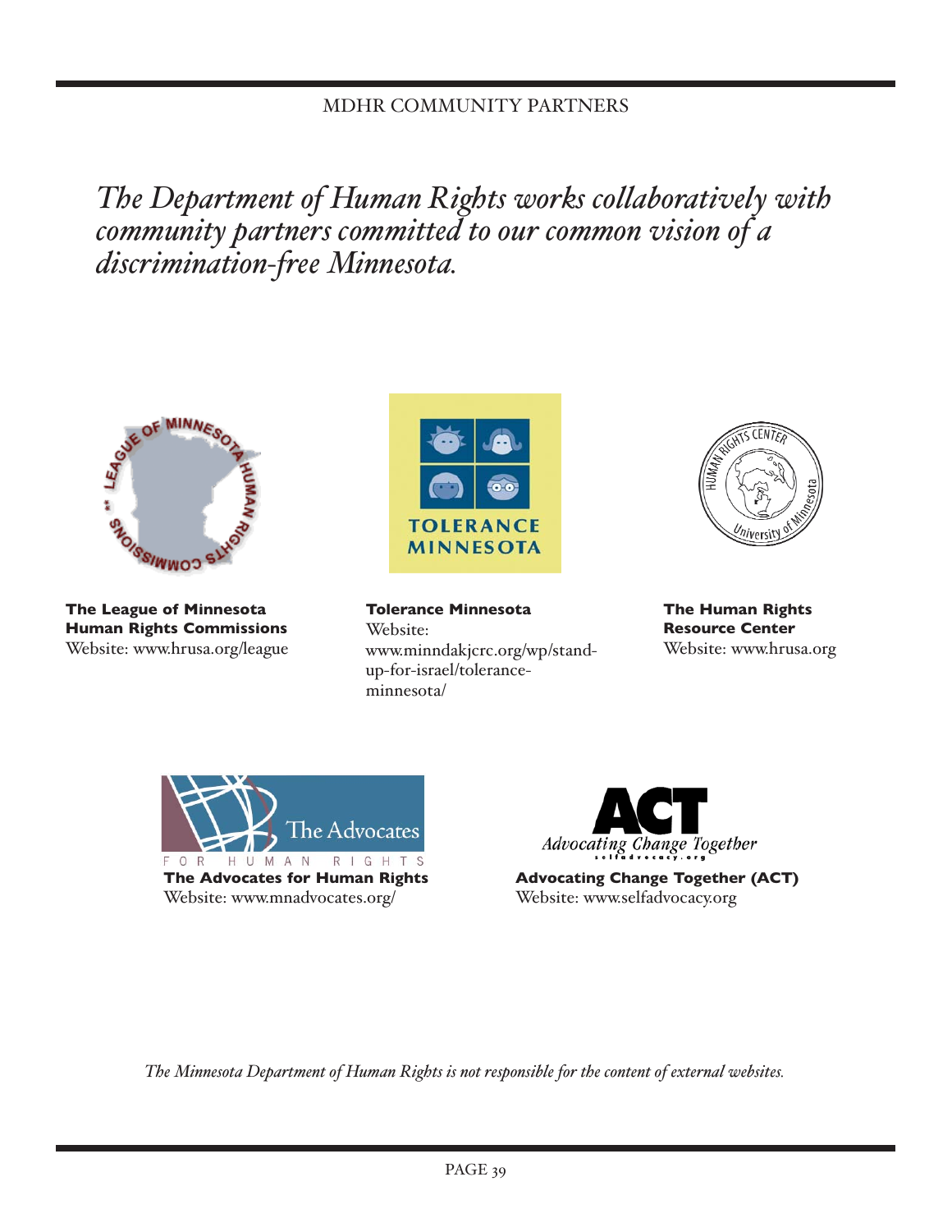MDHR COMMUNITY PARTNERS

*The Department of Human Rights works collaboratively with community partners committed to our common vision of a discrimination-free Minnesota.*

**The League of Minnesota Human Rights Commissions**
Website: www.hrusa.org/league

**Tolerance Minnesota**
Website: www.minndakjcrc.org/wp/stand-up-for-israel/tolerance-minnesota/

**The Human Rights Resource Center**
Website: www.hrusa.org

**The Advocates for Human Rights**
Website: www.mnadvocates.org/

**Advocating Change Together (ACT)**
Website: www.selfadvocacy.org

*The Minnesota Department of Human Rights is not responsible for the content of external websites.*